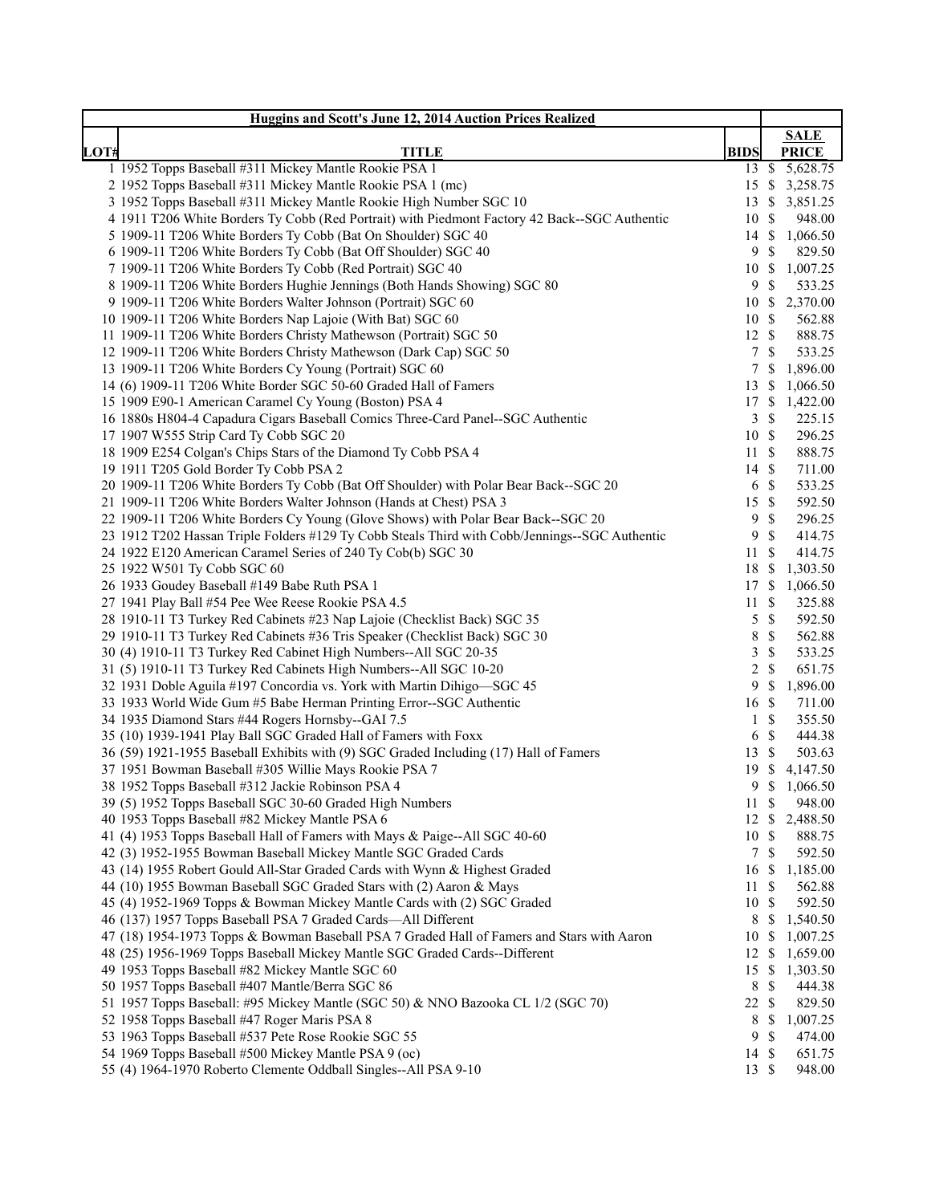| Huggins and Scott's June 12, 2014 Auction Prices Realized | | | |
|---|---|---|---|
| **LOT#** | **TITLE** | **BIDS** | **SALE PRICE** |
| 1 | 1952 Topps Baseball #311 Mickey Mantle Rookie PSA 1 | 13 | $ 5,628.75 |
| 2 | 1952 Topps Baseball #311 Mickey Mantle Rookie PSA 1 (mc) | 15 | $ 3,258.75 |
| 3 | 1952 Topps Baseball #311 Mickey Mantle Rookie High Number SGC 10 | 13 | $ 3,851.25 |
| 4 | 1911 T206 White Borders Ty Cobb (Red Portrait) with Piedmont Factory 42 Back--SGC Authentic | 10 | $ 948.00 |
| 5 | 1909-11 T206 White Borders Ty Cobb (Bat On Shoulder) SGC 40 | 14 | $ 1,066.50 |
| 6 | 1909-11 T206 White Borders Ty Cobb (Bat Off Shoulder) SGC 40 | 9 | $ 829.50 |
| 7 | 1909-11 T206 White Borders Ty Cobb (Red Portrait) SGC 40 | 10 | $ 1,007.25 |
| 8 | 1909-11 T206 White Borders Hughie Jennings (Both Hands Showing) SGC 80 | 9 | $ 533.25 |
| 9 | 1909-11 T206 White Borders Walter Johnson (Portrait) SGC 60 | 10 | $ 2,370.00 |
| 10 | 1909-11 T206 White Borders Nap Lajoie (With Bat) SGC 60 | 10 | $ 562.88 |
| 11 | 1909-11 T206 White Borders Christy Mathewson (Portrait) SGC 50 | 12 | $ 888.75 |
| 12 | 1909-11 T206 White Borders Christy Mathewson (Dark Cap) SGC 50 | 7 | $ 533.25 |
| 13 | 1909-11 T206 White Borders Cy Young (Portrait) SGC 60 | 7 | $ 1,896.00 |
| 14 | (6) 1909-11 T206 White Border SGC 50-60 Graded Hall of Famers | 13 | $ 1,066.50 |
| 15 | 1909 E90-1 American Caramel Cy Young (Boston) PSA 4 | 17 | $ 1,422.00 |
| 16 | 1880s H804-4 Capadura Cigars Baseball Comics Three-Card Panel--SGC Authentic | 3 | $ 225.15 |
| 17 | 1907 W555 Strip Card Ty Cobb SGC 20 | 10 | $ 296.25 |
| 18 | 1909 E254 Colgan's Chips Stars of the Diamond Ty Cobb PSA 4 | 11 | $ 888.75 |
| 19 | 1911 T205 Gold Border Ty Cobb PSA 2 | 14 | $ 711.00 |
| 20 | 1909-11 T206 White Borders Ty Cobb (Bat Off Shoulder) with Polar Bear Back--SGC 20 | 6 | $ 533.25 |
| 21 | 1909-11 T206 White Borders Walter Johnson (Hands at Chest) PSA 3 | 15 | $ 592.50 |
| 22 | 1909-11 T206 White Borders Cy Young (Glove Shows) with Polar Bear Back--SGC 20 | 9 | $ 296.25 |
| 23 | 1912 T202 Hassan Triple Folders #129 Ty Cobb Steals Third with Cobb/Jennings--SGC Authentic | 9 | $ 414.75 |
| 24 | 1922 E120 American Caramel Series of 240 Ty Cob(b) SGC 30 | 11 | $ 414.75 |
| 25 | 1922 W501 Ty Cobb SGC 60 | 18 | $ 1,303.50 |
| 26 | 1933 Goudey Baseball #149 Babe Ruth PSA 1 | 17 | $ 1,066.50 |
| 27 | 1941 Play Ball #54 Pee Wee Reese Rookie PSA 4.5 | 11 | $ 325.88 |
| 28 | 1910-11 T3 Turkey Red Cabinets #23 Nap Lajoie (Checklist Back) SGC 35 | 5 | $ 592.50 |
| 29 | 1910-11 T3 Turkey Red Cabinets #36 Tris Speaker (Checklist Back) SGC 30 | 8 | $ 562.88 |
| 30 | (4) 1910-11 T3 Turkey Red Cabinet High Numbers--All SGC 20-35 | 3 | $ 533.25 |
| 31 | (5) 1910-11 T3 Turkey Red Cabinets High Numbers--All SGC 10-20 | 2 | $ 651.75 |
| 32 | 1931 Doble Aguila #197 Concordia vs. York with Martin Dihigo—SGC 45 | 9 | $ 1,896.00 |
| 33 | 1933 World Wide Gum #5 Babe Herman Printing Error--SGC Authentic | 16 | $ 711.00 |
| 34 | 1935 Diamond Stars #44 Rogers Hornsby--GAI 7.5 | 1 | $ 355.50 |
| 35 | (10) 1939-1941 Play Ball SGC Graded Hall of Famers with Foxx | 6 | $ 444.38 |
| 36 | (59) 1921-1955 Baseball Exhibits with (9) SGC Graded Including (17) Hall of Famers | 13 | $ 503.63 |
| 37 | 1951 Bowman Baseball #305 Willie Mays Rookie PSA 7 | 19 | $ 4,147.50 |
| 38 | 1952 Topps Baseball #312 Jackie Robinson PSA 4 | 9 | $ 1,066.50 |
| 39 | (5) 1952 Topps Baseball SGC 30-60 Graded High Numbers | 11 | $ 948.00 |
| 40 | 1953 Topps Baseball #82 Mickey Mantle PSA 6 | 12 | $ 2,488.50 |
| 41 | (4) 1953 Topps Baseball Hall of Famers with Mays & Paige--All SGC 40-60 | 10 | $ 888.75 |
| 42 | (3) 1952-1955 Bowman Baseball Mickey Mantle SGC Graded Cards | 7 | $ 592.50 |
| 43 | (14) 1955 Robert Gould All-Star Graded Cards with Wynn & Highest Graded | 16 | $ 1,185.00 |
| 44 | (10) 1955 Bowman Baseball SGC Graded Stars with (2) Aaron & Mays | 11 | $ 562.88 |
| 45 | (4) 1952-1969 Topps & Bowman Mickey Mantle Cards with (2) SGC Graded | 10 | $ 592.50 |
| 46 | (137) 1957 Topps Baseball PSA 7 Graded Cards—All Different | 8 | $ 1,540.50 |
| 47 | (18) 1954-1973 Topps & Bowman Baseball PSA 7 Graded Hall of Famers and Stars with Aaron | 10 | $ 1,007.25 |
| 48 | (25) 1956-1969 Topps Baseball Mickey Mantle SGC Graded Cards--Different | 12 | $ 1,659.00 |
| 49 | 1953 Topps Baseball #82 Mickey Mantle SGC 60 | 15 | $ 1,303.50 |
| 50 | 1957 Topps Baseball #407 Mantle/Berra SGC 86 | 8 | $ 444.38 |
| 51 | 1957 Topps Baseball: #95 Mickey Mantle (SGC 50) & NNO Bazooka CL 1/2 (SGC 70) | 22 | $ 829.50 |
| 52 | 1958 Topps Baseball #47 Roger Maris PSA 8 | 8 | $ 1,007.25 |
| 53 | 1963 Topps Baseball #537 Pete Rose Rookie SGC 55 | 9 | $ 474.00 |
| 54 | 1969 Topps Baseball #500 Mickey Mantle PSA 9 (oc) | 14 | $ 651.75 |
| 55 | (4) 1964-1970 Roberto Clemente Oddball Singles--All PSA 9-10 | 13 | $ 948.00 |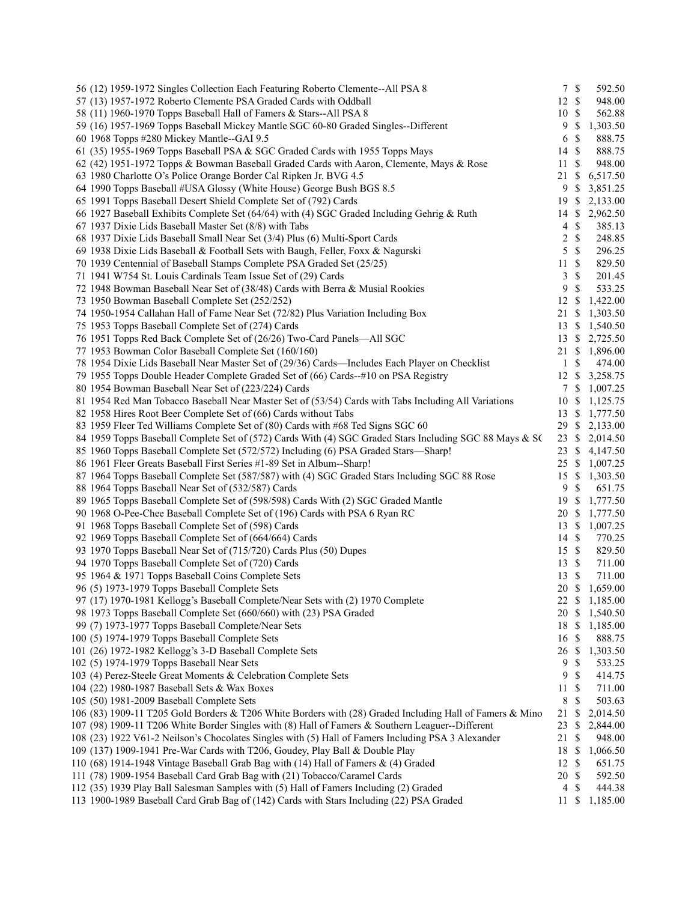| | | | |
|---|---|---|---|
| 56 (12) 1959-1972 Singles Collection Each Featuring Roberto Clemente--All PSA 8 | 7 | $ | 592.50 |
| 57 (13) 1957-1972 Roberto Clemente PSA Graded Cards with Oddball | 12 | $ | 948.00 |
| 58 (11) 1960-1970 Topps Baseball Hall of Famers & Stars--All PSA 8 | 10 | $ | 562.88 |
| 59 (16) 1957-1969 Topps Baseball Mickey Mantle SGC 60-80 Graded Singles--Different | 9 | $ | 1,303.50 |
| 60 1968 Topps #280 Mickey Mantle--GAI 9.5 | 6 | $ | 888.75 |
| 61 (35) 1955-1969 Topps Baseball PSA & SGC Graded Cards with 1955 Topps Mays | 14 | $ | 888.75 |
| 62 (42) 1951-1972 Topps & Bowman Baseball Graded Cards with Aaron, Clemente, Mays & Rose | 11 | $ | 948.00 |
| 63 1980 Charlotte O's Police Orange Border Cal Ripken Jr. BVG 4.5 | 21 | $ | 6,517.50 |
| 64 1990 Topps Baseball #USA Glossy (White House) George Bush BGS 8.5 | 9 | $ | 3,851.25 |
| 65 1991 Topps Baseball Desert Shield Complete Set of (792) Cards | 19 | $ | 2,133.00 |
| 66 1927 Baseball Exhibits Complete Set (64/64) with (4) SGC Graded Including Gehrig & Ruth | 14 | $ | 2,962.50 |
| 67 1937 Dixie Lids Baseball Master Set (8/8) with Tabs | 4 | $ | 385.13 |
| 68 1937 Dixie Lids Baseball Small Near Set (3/4) Plus (6) Multi-Sport Cards | 2 | $ | 248.85 |
| 69 1938 Dixie Lids Baseball & Football Sets with Baugh, Feller, Foxx & Nagurski | 5 | $ | 296.25 |
| 70 1939 Centennial of Baseball Stamps Complete PSA Graded Set (25/25) | 11 | $ | 829.50 |
| 71 1941 W754 St. Louis Cardinals Team Issue Set of (29) Cards | 3 | $ | 201.45 |
| 72 1948 Bowman Baseball Near Set of (38/48) Cards with Berra & Musial Rookies | 9 | $ | 533.25 |
| 73 1950 Bowman Baseball Complete Set (252/252) | 12 | $ | 1,422.00 |
| 74 1950-1954 Callahan Hall of Fame Near Set (72/82) Plus Variation Including Box | 21 | $ | 1,303.50 |
| 75 1953 Topps Baseball Complete Set of (274) Cards | 13 | $ | 1,540.50 |
| 76 1951 Topps Red Back Complete Set of (26/26) Two-Card Panels—All SGC | 13 | $ | 2,725.50 |
| 77 1953 Bowman Color Baseball Complete Set (160/160) | 21 | $ | 1,896.00 |
| 78 1954 Dixie Lids Baseball Near Master Set of (29/36) Cards—Includes Each Player on Checklist | 1 | $ | 474.00 |
| 79 1955 Topps Double Header Complete Graded Set of (66) Cards--#10 on PSA Registry | 12 | $ | 3,258.75 |
| 80 1954 Bowman Baseball Near Set of (223/224) Cards | 7 | $ | 1,007.25 |
| 81 1954 Red Man Tobacco Baseball Near Master Set of (53/54) Cards with Tabs Including All Variations | 10 | $ | 1,125.75 |
| 82 1958 Hires Root Beer Complete Set of (66) Cards without Tabs | 13 | $ | 1,777.50 |
| 83 1959 Fleer Ted Williams Complete Set of (80) Cards with #68 Ted Signs SGC 60 | 29 | $ | 2,133.00 |
| 84 1959 Topps Baseball Complete Set of (572) Cards With (4) SGC Graded Stars Including SGC 88 Mays & SC | 23 | $ | 2,014.50 |
| 85 1960 Topps Baseball Complete Set (572/572) Including (6) PSA Graded Stars—Sharp! | 23 | $ | 4,147.50 |
| 86 1961 Fleer Greats Baseball First Series #1-89 Set in Album--Sharp! | 25 | $ | 1,007.25 |
| 87 1964 Topps Baseball Complete Set (587/587) with (4) SGC Graded Stars Including SGC 88 Rose | 15 | $ | 1,303.50 |
| 88 1964 Topps Baseball Near Set of (532/587) Cards | 9 | $ | 651.75 |
| 89 1965 Topps Baseball Complete Set of (598/598) Cards With (2) SGC Graded Mantle | 19 | $ | 1,777.50 |
| 90 1968 O-Pee-Chee Baseball Complete Set of (196) Cards with PSA 6 Ryan RC | 20 | $ | 1,777.50 |
| 91 1968 Topps Baseball Complete Set of (598) Cards | 13 | $ | 1,007.25 |
| 92 1969 Topps Baseball Complete Set of (664/664) Cards | 14 | $ | 770.25 |
| 93 1970 Topps Baseball Near Set of (715/720) Cards Plus (50) Dupes | 15 | $ | 829.50 |
| 94 1970 Topps Baseball Complete Set of (720) Cards | 13 | $ | 711.00 |
| 95 1964 & 1971 Topps Baseball Coins Complete Sets | 13 | $ | 711.00 |
| 96 (5) 1973-1979 Topps Baseball Complete Sets | 20 | $ | 1,659.00 |
| 97 (17) 1970-1981 Kellogg's Baseball Complete/Near Sets with (2) 1970 Complete | 22 | $ | 1,185.00 |
| 98 1973 Topps Baseball Complete Set (660/660) with (23) PSA Graded | 20 | $ | 1,540.50 |
| 99 (7) 1973-1977 Topps Baseball Complete/Near Sets | 18 | $ | 1,185.00 |
| 100 (5) 1974-1979 Topps Baseball Complete Sets | 16 | $ | 888.75 |
| 101 (26) 1972-1982 Kellogg's 3-D Baseball Complete Sets | 26 | $ | 1,303.50 |
| 102 (5) 1974-1979 Topps Baseball Near Sets | 9 | $ | 533.25 |
| 103 (4) Perez-Steele Great Moments & Celebration Complete Sets | 9 | $ | 414.75 |
| 104 (22) 1980-1987 Baseball Sets & Wax Boxes | 11 | $ | 711.00 |
| 105 (50) 1981-2009 Baseball Complete Sets | 8 | $ | 503.63 |
| 106 (83) 1909-11 T205 Gold Borders & T206 White Borders with (28) Graded Including Hall of Famers & Mino | 21 | $ | 2,014.50 |
| 107 (98) 1909-11 T206 White Border Singles with (8) Hall of Famers & Southern Leaguer--Different | 23 | $ | 2,844.00 |
| 108 (23) 1922 V61-2 Neilson's Chocolates Singles with (5) Hall of Famers Including PSA 3 Alexander | 21 | $ | 948.00 |
| 109 (137) 1909-1941 Pre-War Cards with T206, Goudey, Play Ball & Double Play | 18 | $ | 1,066.50 |
| 110 (68) 1914-1948 Vintage Baseball Grab Bag with (14) Hall of Famers & (4) Graded | 12 | $ | 651.75 |
| 111 (78) 1909-1954 Baseball Card Grab Bag with (21) Tobacco/Caramel Cards | 20 | $ | 592.50 |
| 112 (35) 1939 Play Ball Salesman Samples with (5) Hall of Famers Including (2) Graded | 4 | $ | 444.38 |
| 113 1900-1989 Baseball Card Grab Bag of (142) Cards with Stars Including (22) PSA Graded | 11 | $ | 1,185.00 |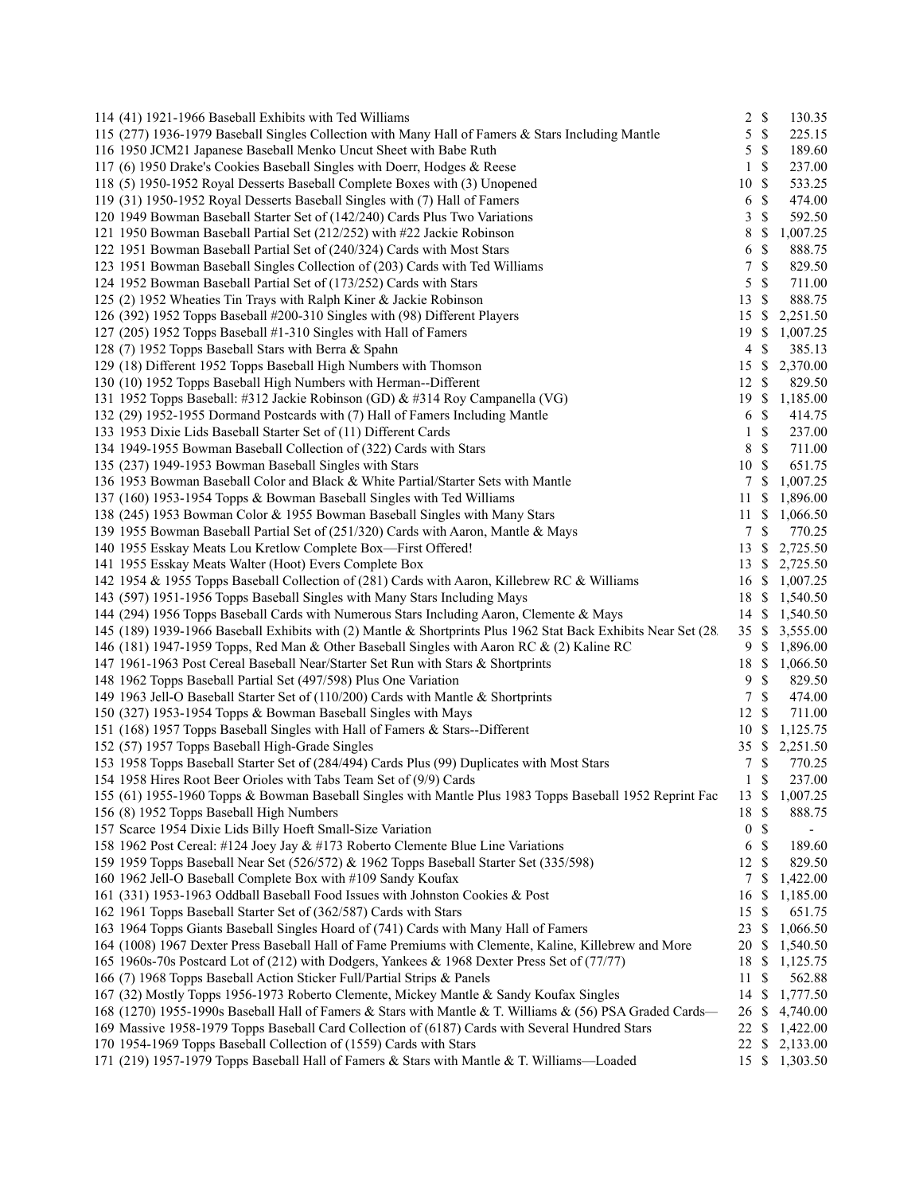| Lot | Description | Bids | | Price |
|---|---|---|---|---|
| 114 | (41) 1921-1966 Baseball Exhibits with Ted Williams | 2 | $ | 130.35 |
| 115 | (277) 1936-1979 Baseball Singles Collection with Many Hall of Famers & Stars Including Mantle | 5 | $ | 225.15 |
| 116 | 1950 JCM21 Japanese Baseball Menko Uncut Sheet with Babe Ruth | 5 | $ | 189.60 |
| 117 | (6) 1950 Drake's Cookies Baseball Singles with Doerr, Hodges & Reese | 1 | $ | 237.00 |
| 118 | (5) 1950-1952 Royal Desserts Baseball Complete Boxes with (3) Unopened | 10 | $ | 533.25 |
| 119 | (31) 1950-1952 Royal Desserts Baseball Singles with (7) Hall of Famers | 6 | $ | 474.00 |
| 120 | 1949 Bowman Baseball Starter Set of (142/240) Cards Plus Two Variations | 3 | $ | 592.50 |
| 121 | 1950 Bowman Baseball Partial Set (212/252) with #22 Jackie Robinson | 8 | $ | 1,007.25 |
| 122 | 1951 Bowman Baseball Partial Set of (240/324) Cards with Most Stars | 6 | $ | 888.75 |
| 123 | 1951 Bowman Baseball Singles Collection of (203) Cards with Ted Williams | 7 | $ | 829.50 |
| 124 | 1952 Bowman Baseball Partial Set of (173/252) Cards with Stars | 5 | $ | 711.00 |
| 125 | (2) 1952 Wheaties Tin Trays with Ralph Kiner & Jackie Robinson | 13 | $ | 888.75 |
| 126 | (392) 1952 Topps Baseball #200-310 Singles with (98) Different Players | 15 | $ | 2,251.50 |
| 127 | (205) 1952 Topps Baseball #1-310 Singles with Hall of Famers | 19 | $ | 1,007.25 |
| 128 | (7) 1952 Topps Baseball Stars with Berra & Spahn | 4 | $ | 385.13 |
| 129 | (18) Different 1952 Topps Baseball High Numbers with Thomson | 15 | $ | 2,370.00 |
| 130 | (10) 1952 Topps Baseball High Numbers with Herman--Different | 12 | $ | 829.50 |
| 131 | 1952 Topps Baseball: #312 Jackie Robinson (GD) & #314 Roy Campanella (VG) | 19 | $ | 1,185.00 |
| 132 | (29) 1952-1955 Dormand Postcards with (7) Hall of Famers Including Mantle | 6 | $ | 414.75 |
| 133 | 1953 Dixie Lids Baseball Starter Set of (11) Different Cards | 1 | $ | 237.00 |
| 134 | 1949-1955 Bowman Baseball Collection of (322) Cards with Stars | 8 | $ | 711.00 |
| 135 | (237) 1949-1953 Bowman Baseball Singles with Stars | 10 | $ | 651.75 |
| 136 | 1953 Bowman Baseball Color and Black & White Partial/Starter Sets with Mantle | 7 | $ | 1,007.25 |
| 137 | (160) 1953-1954 Topps & Bowman Baseball Singles with Ted Williams | 11 | $ | 1,896.00 |
| 138 | (245) 1953 Bowman Color & 1955 Bowman Baseball Singles with Many Stars | 11 | $ | 1,066.50 |
| 139 | 1955 Bowman Baseball Partial Set of (251/320) Cards with Aaron, Mantle & Mays | 7 | $ | 770.25 |
| 140 | 1955 Esskay Meats Lou Kretlow Complete Box—First Offered! | 13 | $ | 2,725.50 |
| 141 | 1955 Esskay Meats Walter (Hoot) Evers Complete Box | 13 | $ | 2,725.50 |
| 142 | 1954 & 1955 Topps Baseball Collection of (281) Cards with Aaron, Killebrew RC & Williams | 16 | $ | 1,007.25 |
| 143 | (597) 1951-1956 Topps Baseball Singles with Many Stars Including Mays | 18 | $ | 1,540.50 |
| 144 | (294) 1956 Topps Baseball Cards with Numerous Stars Including Aaron, Clemente & Mays | 14 | $ | 1,540.50 |
| 145 | (189) 1939-1966 Baseball Exhibits with (2) Mantle & Shortprints Plus 1962 Stat Back Exhibits Near Set (28 | 35 | $ | 3,555.00 |
| 146 | (181) 1947-1959 Topps, Red Man & Other Baseball Singles with Aaron RC & (2) Kaline RC | 9 | $ | 1,896.00 |
| 147 | 1961-1963 Post Cereal Baseball Near/Starter Set Run with Stars & Shortprints | 18 | $ | 1,066.50 |
| 148 | 1962 Topps Baseball Partial Set (497/598) Plus One Variation | 9 | $ | 829.50 |
| 149 | 1963 Jell-O Baseball Starter Set of (110/200) Cards with Mantle & Shortprints | 7 | $ | 474.00 |
| 150 | (327) 1953-1954 Topps & Bowman Baseball Singles with Mays | 12 | $ | 711.00 |
| 151 | (168) 1957 Topps Baseball Singles with Hall of Famers & Stars--Different | 10 | $ | 1,125.75 |
| 152 | (57) 1957 Topps Baseball High-Grade Singles | 35 | $ | 2,251.50 |
| 153 | 1958 Topps Baseball Starter Set of (284/494) Cards Plus (99) Duplicates with Most Stars | 7 | $ | 770.25 |
| 154 | 1958 Hires Root Beer Orioles with Tabs Team Set of (9/9) Cards | 1 | $ | 237.00 |
| 155 | (61) 1955-1960 Topps & Bowman Baseball Singles with Mantle Plus 1983 Topps Baseball 1952 Reprint Fac | 13 | $ | 1,007.25 |
| 156 | (8) 1952 Topps Baseball High Numbers | 18 | $ | 888.75 |
| 157 | Scarce 1954 Dixie Lids Billy Hoeft Small-Size Variation | 0 | $ | - |
| 158 | 1962 Post Cereal: #124 Joey Jay & #173 Roberto Clemente Blue Line Variations | 6 | $ | 189.60 |
| 159 | 1959 Topps Baseball Near Set (526/572) & 1962 Topps Baseball Starter Set (335/598) | 12 | $ | 829.50 |
| 160 | 1962 Jell-O Baseball Complete Box with #109 Sandy Koufax | 7 | $ | 1,422.00 |
| 161 | (331) 1953-1963 Oddball Baseball Food Issues with Johnston Cookies & Post | 16 | $ | 1,185.00 |
| 162 | 1961 Topps Baseball Starter Set of (362/587) Cards with Stars | 15 | $ | 651.75 |
| 163 | 1964 Topps Giants Baseball Singles Hoard of (741) Cards with Many Hall of Famers | 23 | $ | 1,066.50 |
| 164 | (1008) 1967 Dexter Press Baseball Hall of Fame Premiums with Clemente, Kaline, Killebrew and More | 20 | $ | 1,540.50 |
| 165 | 1960s-70s Postcard Lot of (212) with Dodgers, Yankees & 1968 Dexter Press Set of (77/77) | 18 | $ | 1,125.75 |
| 166 | (7) 1968 Topps Baseball Action Sticker Full/Partial Strips & Panels | 11 | $ | 562.88 |
| 167 | (32) Mostly Topps 1956-1973 Roberto Clemente, Mickey Mantle & Sandy Koufax Singles | 14 | $ | 1,777.50 |
| 168 | (1270) 1955-1990s Baseball Hall of Famers & Stars with Mantle & T. Williams & (56) PSA Graded Cards— | 26 | $ | 4,740.00 |
| 169 | Massive 1958-1979 Topps Baseball Card Collection of (6187) Cards with Several Hundred Stars | 22 | $ | 1,422.00 |
| 170 | 1954-1969 Topps Baseball Collection of (1559) Cards with Stars | 22 | $ | 2,133.00 |
| 171 | (219) 1957-1979 Topps Baseball Hall of Famers & Stars with Mantle & T. Williams—Loaded | 15 | $ | 1,303.50 |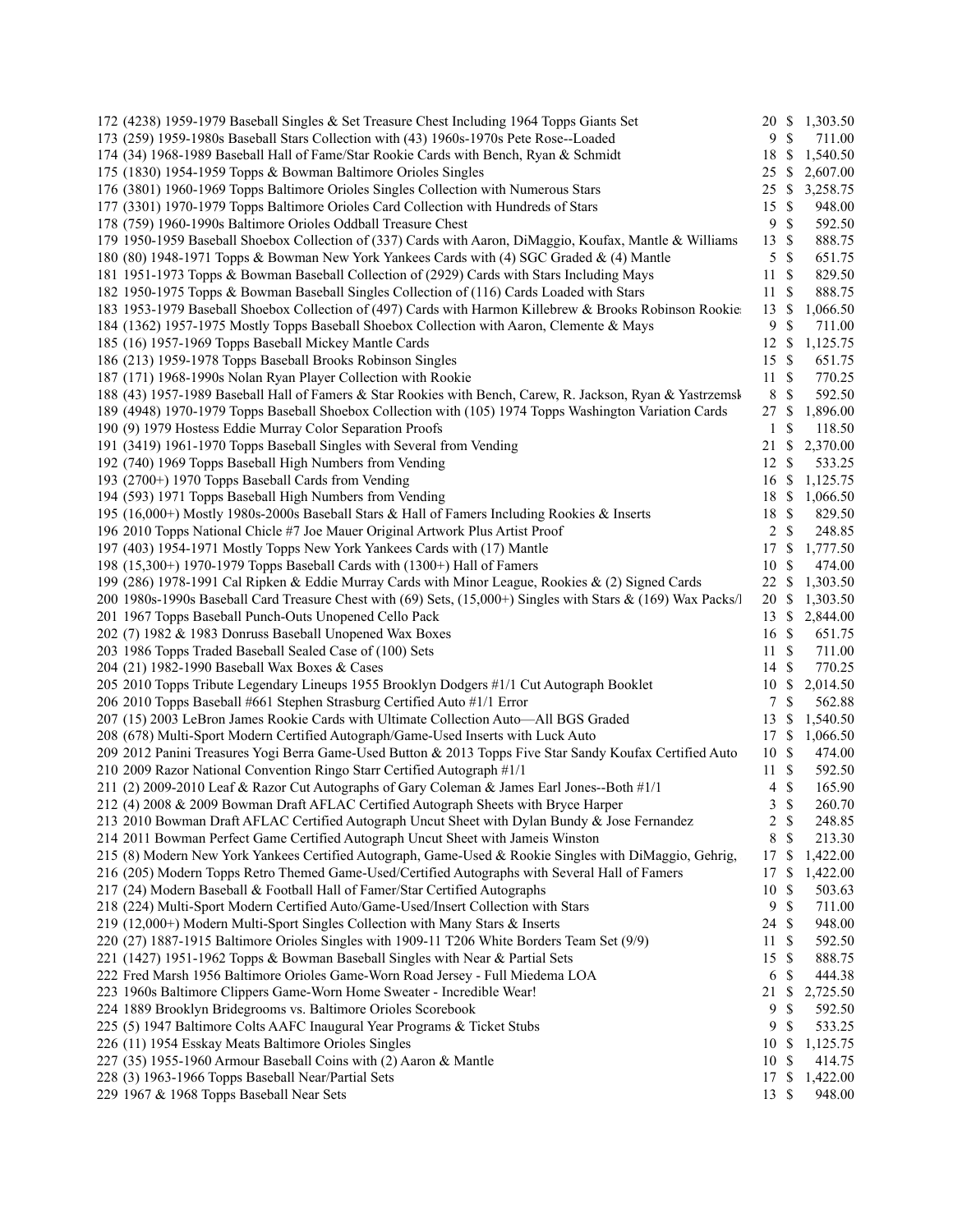| | | | |
|---|---|---|---|
| 172 (4238) 1959-1979 Baseball Singles & Set Treasure Chest Including 1964 Topps Giants Set | 20 | $ | 1,303.50 |
| 173 (259) 1959-1980s Baseball Stars Collection with (43) 1960s-1970s Pete Rose--Loaded | 9 | $ | 711.00 |
| 174 (34) 1968-1989 Baseball Hall of Fame/Star Rookie Cards with Bench, Ryan & Schmidt | 18 | $ | 1,540.50 |
| 175 (1830) 1954-1959 Topps & Bowman Baltimore Orioles Singles | 25 | $ | 2,607.00 |
| 176 (3801) 1960-1969 Topps Baltimore Orioles Singles Collection with Numerous Stars | 25 | $ | 3,258.75 |
| 177 (3301) 1970-1979 Topps Baltimore Orioles Card Collection with Hundreds of Stars | 15 | $ | 948.00 |
| 178 (759) 1960-1990s Baltimore Orioles Oddball Treasure Chest | 9 | $ | 592.50 |
| 179 1950-1959 Baseball Shoebox Collection of (337) Cards with Aaron, DiMaggio, Koufax, Mantle & Williams | 13 | $ | 888.75 |
| 180 (80) 1948-1971 Topps & Bowman New York Yankees Cards with (4) SGC Graded & (4) Mantle | 5 | $ | 651.75 |
| 181 1951-1973 Topps & Bowman Baseball Collection of (2929) Cards with Stars Including Mays | 11 | $ | 829.50 |
| 182 1950-1975 Topps & Bowman Baseball Singles Collection of (116) Cards Loaded with Stars | 11 | $ | 888.75 |
| 183 1953-1979 Baseball Shoebox Collection of (497) Cards with Harmon Killebrew & Brooks Robinson Rookie | 13 | $ | 1,066.50 |
| 184 (1362) 1957-1975 Mostly Topps Baseball Shoebox Collection with Aaron, Clemente & Mays | 9 | $ | 711.00 |
| 185 (16) 1957-1969 Topps Baseball Mickey Mantle Cards | 12 | $ | 1,125.75 |
| 186 (213) 1959-1978 Topps Baseball Brooks Robinson Singles | 15 | $ | 651.75 |
| 187 (171) 1968-1990s Nolan Ryan Player Collection with Rookie | 11 | $ | 770.25 |
| 188 (43) 1957-1989 Baseball Hall of Famers & Star Rookies with Bench, Carew, R. Jackson, Ryan & Yastrzemsk | 8 | $ | 592.50 |
| 189 (4948) 1970-1979 Topps Baseball Shoebox Collection with (105) 1974 Topps Washington Variation Cards | 27 | $ | 1,896.00 |
| 190 (9) 1979 Hostess Eddie Murray Color Separation Proofs | 1 | $ | 118.50 |
| 191 (3419) 1961-1970 Topps Baseball Singles with Several from Vending | 21 | $ | 2,370.00 |
| 192 (740) 1969 Topps Baseball High Numbers from Vending | 12 | $ | 533.25 |
| 193 (2700+) 1970 Topps Baseball Cards from Vending | 16 | $ | 1,125.75 |
| 194 (593) 1971 Topps Baseball High Numbers from Vending | 18 | $ | 1,066.50 |
| 195 (16,000+) Mostly 1980s-2000s Baseball Stars & Hall of Famers Including Rookies & Inserts | 18 | $ | 829.50 |
| 196 2010 Topps National Chicle #7 Joe Mauer Original Artwork Plus Artist Proof | 2 | $ | 248.85 |
| 197 (403) 1954-1971 Mostly Topps New York Yankees Cards with (17) Mantle | 17 | $ | 1,777.50 |
| 198 (15,300+) 1970-1979 Topps Baseball Cards with (1300+) Hall of Famers | 10 | $ | 474.00 |
| 199 (286) 1978-1991 Cal Ripken & Eddie Murray Cards with Minor League, Rookies & (2) Signed Cards | 22 | $ | 1,303.50 |
| 200 1980s-1990s Baseball Card Treasure Chest with (69) Sets, (15,000+) Singles with Stars & (169) Wax Packs/ | 20 | $ | 1,303.50 |
| 201 1967 Topps Baseball Punch-Outs Unopened Cello Pack | 13 | $ | 2,844.00 |
| 202 (7) 1982 & 1983 Donruss Baseball Unopened Wax Boxes | 16 | $ | 651.75 |
| 203 1986 Topps Traded Baseball Sealed Case of (100) Sets | 11 | $ | 711.00 |
| 204 (21) 1982-1990 Baseball Wax Boxes & Cases | 14 | $ | 770.25 |
| 205 2010 Topps Tribute Legendary Lineups 1955 Brooklyn Dodgers #1/1 Cut Autograph Booklet | 10 | $ | 2,014.50 |
| 206 2010 Topps Baseball #661 Stephen Strasburg Certified Auto #1/1 Error | 7 | $ | 562.88 |
| 207 (15) 2003 LeBron James Rookie Cards with Ultimate Collection Auto—All BGS Graded | 13 | $ | 1,540.50 |
| 208 (678) Multi-Sport Modern Certified Autograph/Game-Used Inserts with Luck Auto | 17 | $ | 1,066.50 |
| 209 2012 Panini Treasures Yogi Berra Game-Used Button & 2013 Topps Five Star Sandy Koufax Certified Auto | 10 | $ | 474.00 |
| 210 2009 Razor National Convention Ringo Starr Certified Autograph #1/1 | 11 | $ | 592.50 |
| 211 (2) 2009-2010 Leaf & Razor Cut Autographs of Gary Coleman & James Earl Jones--Both #1/1 | 4 | $ | 165.90 |
| 212 (4) 2008 & 2009 Bowman Draft AFLAC Certified Autograph Sheets with Bryce Harper | 3 | $ | 260.70 |
| 213 2010 Bowman Draft AFLAC Certified Autograph Uncut Sheet with Dylan Bundy & Jose Fernandez | 2 | $ | 248.85 |
| 214 2011 Bowman Perfect Game Certified Autograph Uncut Sheet with Jameis Winston | 8 | $ | 213.30 |
| 215 (8) Modern New York Yankees Certified Autograph, Game-Used & Rookie Singles with DiMaggio, Gehrig, | 17 | $ | 1,422.00 |
| 216 (205) Modern Topps Retro Themed Game-Used/Certified Autographs with Several Hall of Famers | 17 | $ | 1,422.00 |
| 217 (24) Modern Baseball & Football Hall of Famer/Star Certified Autographs | 10 | $ | 503.63 |
| 218 (224) Multi-Sport Modern Certified Auto/Game-Used/Insert Collection with Stars | 9 | $ | 711.00 |
| 219 (12,000+) Modern Multi-Sport Singles Collection with Many Stars & Inserts | 24 | $ | 948.00 |
| 220 (27) 1887-1915 Baltimore Orioles Singles with 1909-11 T206 White Borders Team Set (9/9) | 11 | $ | 592.50 |
| 221 (1427) 1951-1962 Topps & Bowman Baseball Singles with Near & Partial Sets | 15 | $ | 888.75 |
| 222 Fred Marsh 1956 Baltimore Orioles Game-Worn Road Jersey - Full Miedema LOA | 6 | $ | 444.38 |
| 223 1960s Baltimore Clippers Game-Worn Home Sweater - Incredible Wear! | 21 | $ | 2,725.50 |
| 224 1889 Brooklyn Bridegrooms vs. Baltimore Orioles Scorebook | 9 | $ | 592.50 |
| 225 (5) 1947 Baltimore Colts AAFC Inaugural Year Programs & Ticket Stubs | 9 | $ | 533.25 |
| 226 (11) 1954 Esskay Meats Baltimore Orioles Singles | 10 | $ | 1,125.75 |
| 227 (35) 1955-1960 Armour Baseball Coins with (2) Aaron & Mantle | 10 | $ | 414.75 |
| 228 (3) 1963-1966 Topps Baseball Near/Partial Sets | 17 | $ | 1,422.00 |
| 229 1967 & 1968 Topps Baseball Near Sets | 13 | $ | 948.00 |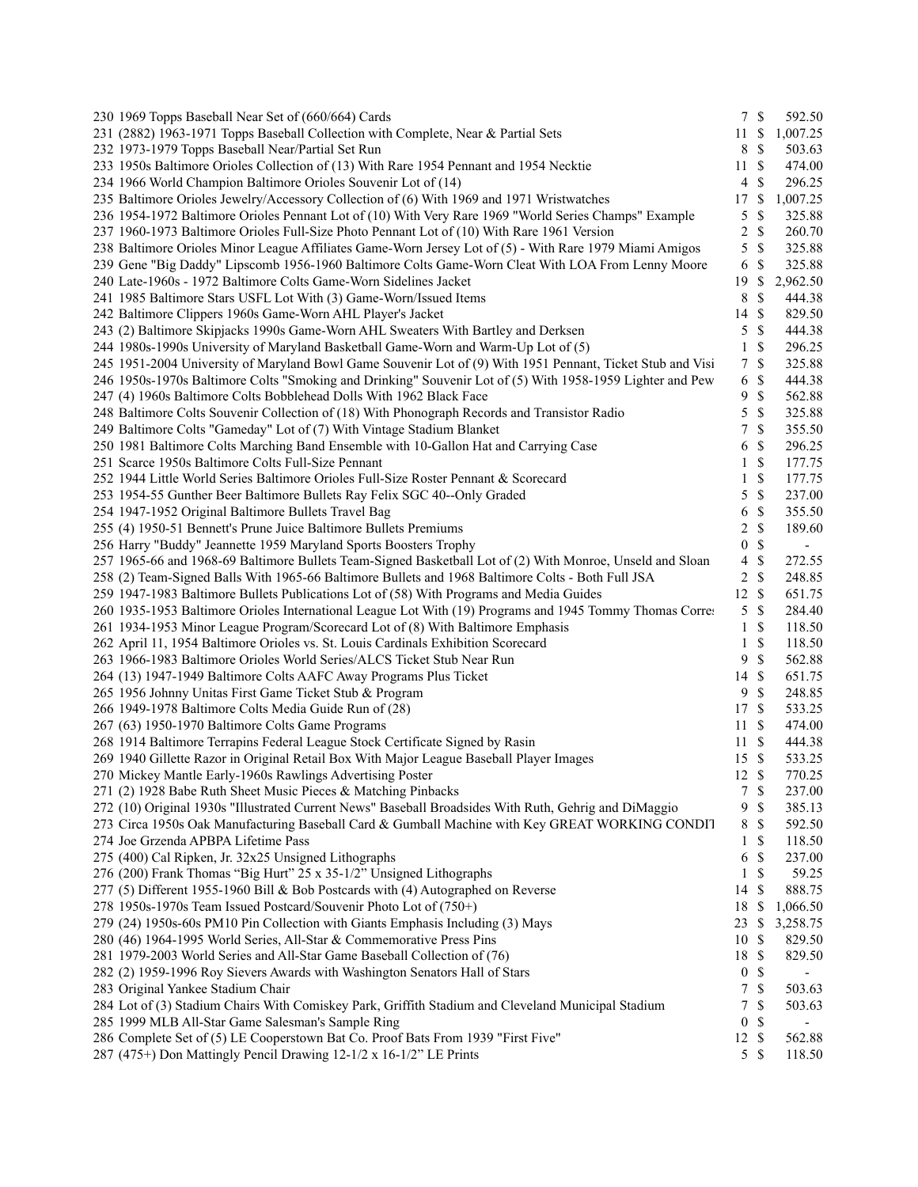| Lot | Description | Bids | | Price |
|---|---|---|---|---|
| 230 | 1969 Topps Baseball Near Set of (660/664) Cards | 7 | $ | 592.50 |
| 231 | (2882) 1963-1971 Topps Baseball Collection with Complete, Near & Partial Sets | 11 | $ | 1,007.25 |
| 232 | 1973-1979 Topps Baseball Near/Partial Set Run | 8 | $ | 503.63 |
| 233 | 1950s Baltimore Orioles Collection of (13) With Rare 1954 Pennant and 1954 Necktie | 11 | $ | 474.00 |
| 234 | 1966 World Champion Baltimore Orioles Souvenir Lot of (14) | 4 | $ | 296.25 |
| 235 | Baltimore Orioles Jewelry/Accessory Collection of (6) With 1969 and 1971 Wristwatches | 17 | $ | 1,007.25 |
| 236 | 1954-1972 Baltimore Orioles Pennant Lot of (10) With Very Rare 1969 "World Series Champs" Example | 5 | $ | 325.88 |
| 237 | 1960-1973 Baltimore Orioles Full-Size Photo Pennant Lot of (10) With Rare 1961 Version | 2 | $ | 260.70 |
| 238 | Baltimore Orioles Minor League Affiliates Game-Worn Jersey Lot of (5) - With Rare 1979 Miami Amigos | 5 | $ | 325.88 |
| 239 | Gene "Big Daddy" Lipscomb 1956-1960 Baltimore Colts Game-Worn Cleat With LOA From Lenny Moore | 6 | $ | 325.88 |
| 240 | Late-1960s - 1972 Baltimore Colts Game-Worn Sidelines Jacket | 19 | $ | 2,962.50 |
| 241 | 1985 Baltimore Stars USFL Lot With (3) Game-Worn/Issued Items | 8 | $ | 444.38 |
| 242 | Baltimore Clippers 1960s Game-Worn AHL Player's Jacket | 14 | $ | 829.50 |
| 243 | (2) Baltimore Skipjacks 1990s Game-Worn AHL Sweaters With Bartley and Derksen | 5 | $ | 444.38 |
| 244 | 1980s-1990s University of Maryland Basketball Game-Worn and Warm-Up Lot of (5) | 1 | $ | 296.25 |
| 245 | 1951-2004 University of Maryland Bowl Game Souvenir Lot of (9) With 1951 Pennant, Ticket Stub and Visi | 7 | $ | 325.88 |
| 246 | 1950s-1970s Baltimore Colts "Smoking and Drinking" Souvenir Lot of (5) With 1958-1959 Lighter and Pew | 6 | $ | 444.38 |
| 247 | (4) 1960s Baltimore Colts Bobblehead Dolls With 1962 Black Face | 9 | $ | 562.88 |
| 248 | Baltimore Colts Souvenir Collection of (18) With Phonograph Records and Transistor Radio | 5 | $ | 325.88 |
| 249 | Baltimore Colts "Gameday" Lot of (7) With Vintage Stadium Blanket | 7 | $ | 355.50 |
| 250 | 1981 Baltimore Colts Marching Band Ensemble with 10-Gallon Hat and Carrying Case | 6 | $ | 296.25 |
| 251 | Scarce 1950s Baltimore Colts Full-Size Pennant | 1 | $ | 177.75 |
| 252 | 1944 Little World Series Baltimore Orioles Full-Size Roster Pennant & Scorecard | 1 | $ | 177.75 |
| 253 | 1954-55 Gunther Beer Baltimore Bullets Ray Felix SGC 40--Only Graded | 5 | $ | 237.00 |
| 254 | 1947-1952 Original Baltimore Bullets Travel Bag | 6 | $ | 355.50 |
| 255 | (4) 1950-51 Bennett's Prune Juice Baltimore Bullets Premiums | 2 | $ | 189.60 |
| 256 | Harry "Buddy" Jeannette 1959 Maryland Sports Boosters Trophy | 0 | $ | - |
| 257 | 1965-66 and 1968-69 Baltimore Bullets Team-Signed Basketball Lot of (2) With Monroe, Unseld and Sloan | 4 | $ | 272.55 |
| 258 | (2) Team-Signed Balls With 1965-66 Baltimore Bullets and 1968 Baltimore Colts - Both Full JSA | 2 | $ | 248.85 |
| 259 | 1947-1983 Baltimore Bullets Publications Lot of (58) With Programs and Media Guides | 12 | $ | 651.75 |
| 260 | 1935-1953 Baltimore Orioles International League Lot With (19) Programs and 1945 Tommy Thomas Corres | 5 | $ | 284.40 |
| 261 | 1934-1953 Minor League Program/Scorecard Lot of (8) With Baltimore Emphasis | 1 | $ | 118.50 |
| 262 | April 11, 1954 Baltimore Orioles vs. St. Louis Cardinals Exhibition Scorecard | 1 | $ | 118.50 |
| 263 | 1966-1983 Baltimore Orioles World Series/ALCS Ticket Stub Near Run | 9 | $ | 562.88 |
| 264 | (13) 1947-1949 Baltimore Colts AAFC Away Programs Plus Ticket | 14 | $ | 651.75 |
| 265 | 1956 Johnny Unitas First Game Ticket Stub & Program | 9 | $ | 248.85 |
| 266 | 1949-1978 Baltimore Colts Media Guide Run of (28) | 17 | $ | 533.25 |
| 267 | (63) 1950-1970 Baltimore Colts Game Programs | 11 | $ | 474.00 |
| 268 | 1914 Baltimore Terrapins Federal League Stock Certificate Signed by Rasin | 11 | $ | 444.38 |
| 269 | 1940 Gillette Razor in Original Retail Box With Major League Baseball Player Images | 15 | $ | 533.25 |
| 270 | Mickey Mantle Early-1960s Rawlings Advertising Poster | 12 | $ | 770.25 |
| 271 | (2) 1928 Babe Ruth Sheet Music Pieces & Matching Pinbacks | 7 | $ | 237.00 |
| 272 | (10) Original 1930s "Illustrated Current News" Baseball Broadsides With Ruth, Gehrig and DiMaggio | 9 | $ | 385.13 |
| 273 | Circa 1950s Oak Manufacturing Baseball Card & Gumball Machine with Key GREAT WORKING CONDIT | 8 | $ | 592.50 |
| 274 | Joe Grzenda APBPA Lifetime Pass | 1 | $ | 118.50 |
| 275 | (400) Cal Ripken, Jr. 32x25 Unsigned Lithographs | 6 | $ | 237.00 |
| 276 | (200) Frank Thomas "Big Hurt" 25 x 35-1/2" Unsigned Lithographs | 1 | $ | 59.25 |
| 277 | (5) Different 1955-1960 Bill & Bob Postcards with (4) Autographed on Reverse | 14 | $ | 888.75 |
| 278 | 1950s-1970s Team Issued Postcard/Souvenir Photo Lot of (750+) | 18 | $ | 1,066.50 |
| 279 | (24) 1950s-60s PM10 Pin Collection with Giants Emphasis Including (3) Mays | 23 | $ | 3,258.75 |
| 280 | (46) 1964-1995 World Series, All-Star & Commemorative Press Pins | 10 | $ | 829.50 |
| 281 | 1979-2003 World Series and All-Star Game Baseball Collection of (76) | 18 | $ | 829.50 |
| 282 | (2) 1959-1996 Roy Sievers Awards with Washington Senators Hall of Stars | 0 | $ | - |
| 283 | Original Yankee Stadium Chair | 7 | $ | 503.63 |
| 284 | Lot of (3) Stadium Chairs With Comiskey Park, Griffith Stadium and Cleveland Municipal Stadium | 7 | $ | 503.63 |
| 285 | 1999 MLB All-Star Game Salesman's Sample Ring | 0 | $ | - |
| 286 | Complete Set of (5) LE Cooperstown Bat Co. Proof Bats From 1939 "First Five" | 12 | $ | 562.88 |
| 287 | (475+) Don Mattingly Pencil Drawing 12-1/2 x 16-1/2" LE Prints | 5 | $ | 118.50 |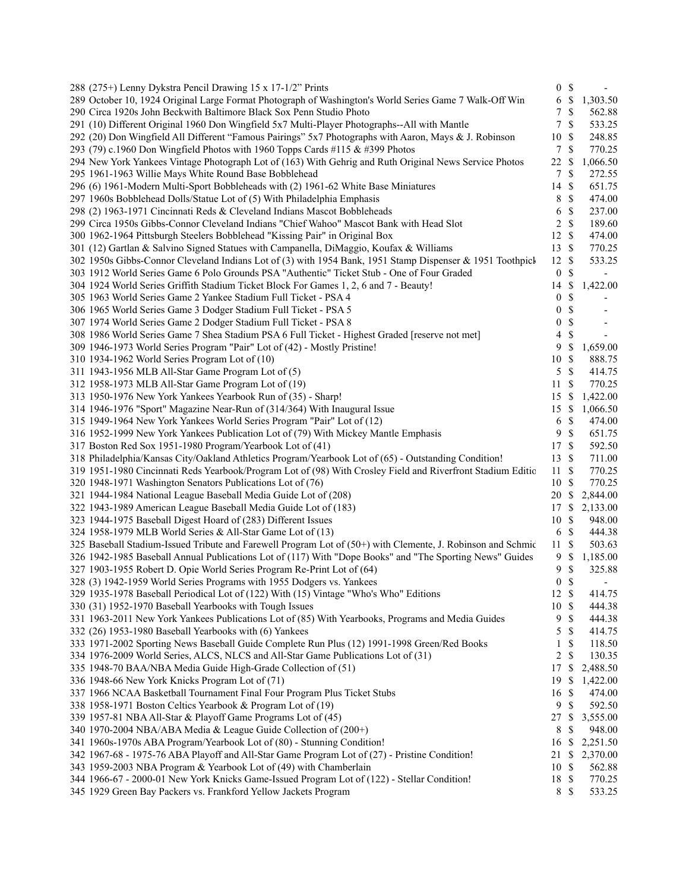| | | | |
|---|---|---|---|
| 288 (275+) Lenny Dykstra Pencil Drawing 15 x 17-1/2" Prints | 0 | $ | - |
| 289 October 10, 1924 Original Large Format Photograph of Washington's World Series Game 7 Walk-Off Win | 6 | $ | 1,303.50 |
| 290 Circa 1920s John Beckwith Baltimore Black Sox Penn Studio Photo | 7 | $ | 562.88 |
| 291 (10) Different Original 1960 Don Wingfield 5x7 Multi-Player Photographs--All with Mantle | 7 | $ | 533.25 |
| 292 (20) Don Wingfield All Different "Famous Pairings" 5x7 Photographs with Aaron, Mays & J. Robinson | 10 | $ | 248.85 |
| 293 (79) c.1960 Don Wingfield Photos with 1960 Topps Cards #115 & #399 Photos | 7 | $ | 770.25 |
| 294 New York Yankees Vintage Photograph Lot of (163) With Gehrig and Ruth Original News Service Photos | 22 | $ | 1,066.50 |
| 295 1961-1963 Willie Mays White Round Base Bobblehead | 7 | $ | 272.55 |
| 296 (6) 1961-Modern Multi-Sport Bobbleheads with (2) 1961-62 White Base Miniatures | 14 | $ | 651.75 |
| 297 1960s Bobblehead Dolls/Statue Lot of (5) With Philadelphia Emphasis | 8 | $ | 474.00 |
| 298 (2) 1963-1971 Cincinnati Reds & Cleveland Indians Mascot Bobbleheads | 6 | $ | 237.00 |
| 299 Circa 1950s Gibbs-Connor Cleveland Indians "Chief Wahoo" Mascot Bank with Head Slot | 2 | $ | 189.60 |
| 300 1962-1964 Pittsburgh Steelers Bobblehead "Kissing Pair" in Original Box | 12 | $ | 474.00 |
| 301 (12) Gartlan & Salvino Signed Statues with Campanella, DiMaggio, Koufax & Williams | 13 | $ | 770.25 |
| 302 1950s Gibbs-Connor Cleveland Indians Lot of (3) with 1954 Bank, 1951 Stamp Dispenser & 1951 Toothpick | 12 | $ | 533.25 |
| 303 1912 World Series Game 6 Polo Grounds PSA "Authentic" Ticket Stub - One of Four Graded | 0 | $ | - |
| 304 1924 World Series Griffith Stadium Ticket Block For Games 1, 2, 6 and 7 - Beauty! | 14 | $ | 1,422.00 |
| 305 1963 World Series Game 2 Yankee Stadium Full Ticket - PSA 4 | 0 | $ | - |
| 306 1965 World Series Game 3 Dodger Stadium Full Ticket - PSA 5 | 0 | $ | - |
| 307 1974 World Series Game 2 Dodger Stadium Full Ticket - PSA 8 | 0 | $ | - |
| 308 1986 World Series Game 7 Shea Stadium PSA 6 Full Ticket - Highest Graded [reserve not met] | 4 | $ | - |
| 309 1946-1973 World Series Program "Pair" Lot of (42) - Mostly Pristine! | 9 | $ | 1,659.00 |
| 310 1934-1962 World Series Program Lot of (10) | 10 | $ | 888.75 |
| 311 1943-1956 MLB All-Star Game Program Lot of (5) | 5 | $ | 414.75 |
| 312 1958-1973 MLB All-Star Game Program Lot of (19) | 11 | $ | 770.25 |
| 313 1950-1976 New York Yankees Yearbook Run of (35) - Sharp! | 15 | $ | 1,422.00 |
| 314 1946-1976 "Sport" Magazine Near-Run of (314/364) With Inaugural Issue | 15 | $ | 1,066.50 |
| 315 1949-1964 New York Yankees World Series Program "Pair" Lot of (12) | 6 | $ | 474.00 |
| 316 1952-1999 New York Yankees Publication Lot of (79) With Mickey Mantle Emphasis | 9 | $ | 651.75 |
| 317 Boston Red Sox 1951-1980 Program/Yearbook Lot of (41) | 17 | $ | 592.50 |
| 318 Philadelphia/Kansas City/Oakland Athletics Program/Yearbook Lot of (65) - Outstanding Condition! | 13 | $ | 711.00 |
| 319 1951-1980 Cincinnati Reds Yearbook/Program Lot of (98) With Crosley Field and Riverfront Stadium Editio | 11 | $ | 770.25 |
| 320 1948-1971 Washington Senators Publications Lot of (76) | 10 | $ | 770.25 |
| 321 1944-1984 National League Baseball Media Guide Lot of (208) | 20 | $ | 2,844.00 |
| 322 1943-1989 American League Baseball Media Guide Lot of (183) | 17 | $ | 2,133.00 |
| 323 1944-1975 Baseball Digest Hoard of (283) Different Issues | 10 | $ | 948.00 |
| 324 1958-1979 MLB World Series & All-Star Game Lot of (13) | 6 | $ | 444.38 |
| 325 Baseball Stadium-Issued Tribute and Farewell Program Lot of (50+) with Clemente, J. Robinson and Schmic | 11 | $ | 503.63 |
| 326 1942-1985 Baseball Annual Publications Lot of (117) With "Dope Books" and "The Sporting News" Guides | 9 | $ | 1,185.00 |
| 327 1903-1955 Robert D. Opie World Series Program Re-Print Lot of (64) | 9 | $ | 325.88 |
| 328 (3) 1942-1959 World Series Programs with 1955 Dodgers vs. Yankees | 0 | $ | - |
| 329 1935-1978 Baseball Periodical Lot of (122) With (15) Vintage "Who's Who" Editions | 12 | $ | 414.75 |
| 330 (31) 1952-1970 Baseball Yearbooks with Tough Issues | 10 | $ | 444.38 |
| 331 1963-2011 New York Yankees Publications Lot of (85) With Yearbooks, Programs and Media Guides | 9 | $ | 444.38 |
| 332 (26) 1953-1980 Baseball Yearbooks with (6) Yankees | 5 | $ | 414.75 |
| 333 1971-2002 Sporting News Baseball Guide Complete Run Plus (12) 1991-1998 Green/Red Books | 1 | $ | 118.50 |
| 334 1976-2009 World Series, ALCS, NLCS and All-Star Game Publications Lot of (31) | 2 | $ | 130.35 |
| 335 1948-70 BAA/NBA Media Guide High-Grade Collection of (51) | 17 | $ | 2,488.50 |
| 336 1948-66 New York Knicks Program Lot of (71) | 19 | $ | 1,422.00 |
| 337 1966 NCAA Basketball Tournament Final Four Program Plus Ticket Stubs | 16 | $ | 474.00 |
| 338 1958-1971 Boston Celtics Yearbook & Program Lot of (19) | 9 | $ | 592.50 |
| 339 1957-81 NBA All-Star & Playoff Game Programs Lot of (45) | 27 | $ | 3,555.00 |
| 340 1970-2004 NBA/ABA Media & League Guide Collection of (200+) | 8 | $ | 948.00 |
| 341 1960s-1970s ABA Program/Yearbook Lot of (80) - Stunning Condition! | 16 | $ | 2,251.50 |
| 342 1967-68 - 1975-76 ABA Playoff and All-Star Game Program Lot of (27) - Pristine Condition! | 21 | $ | 2,370.00 |
| 343 1959-2003 NBA Program & Yearbook Lot of (49) with Chamberlain | 10 | $ | 562.88 |
| 344 1966-67 - 2000-01 New York Knicks Game-Issued Program Lot of (122) - Stellar Condition! | 18 | $ | 770.25 |
| 345 1929 Green Bay Packers vs. Frankford Yellow Jackets Program | 8 | $ | 533.25 |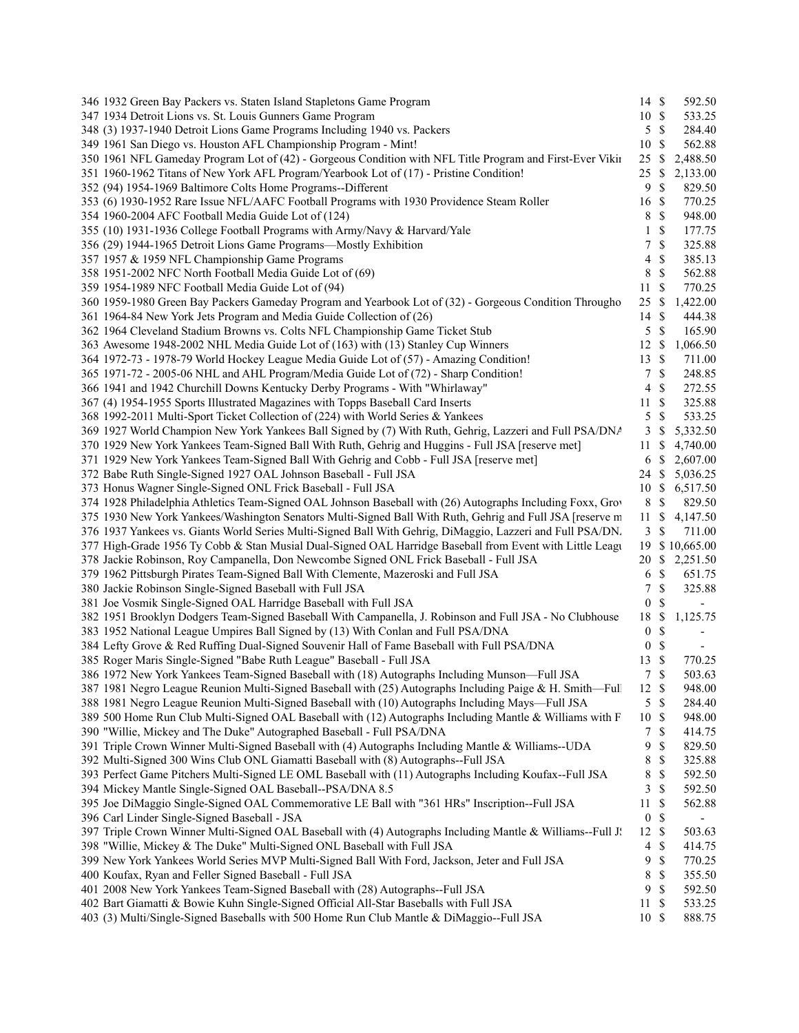| | | | |
|---|---|---|---|
| 346 1932 Green Bay Packers vs. Staten Island Stapletons Game Program | 14 | $ | 592.50 |
| 347 1934 Detroit Lions vs. St. Louis Gunners Game Program | 10 | $ | 533.25 |
| 348 (3) 1937-1940 Detroit Lions Game Programs Including 1940 vs. Packers | 5 | $ | 284.40 |
| 349 1961 San Diego vs. Houston AFL Championship Program - Mint! | 10 | $ | 562.88 |
| 350 1961 NFL Gameday Program Lot of (42) - Gorgeous Condition with NFL Title Program and First-Ever Vikir | 25 | $ | 2,488.50 |
| 351 1960-1962 Titans of New York AFL Program/Yearbook Lot of (17) - Pristine Condition! | 25 | $ | 2,133.00 |
| 352 (94) 1954-1969 Baltimore Colts Home Programs--Different | 9 | $ | 829.50 |
| 353 (6) 1930-1952 Rare Issue NFL/AAFC Football Programs with 1930 Providence Steam Roller | 16 | $ | 770.25 |
| 354 1960-2004 AFC Football Media Guide Lot of (124) | 8 | $ | 948.00 |
| 355 (10) 1931-1936 College Football Programs with Army/Navy & Harvard/Yale | 1 | $ | 177.75 |
| 356 (29) 1944-1965 Detroit Lions Game Programs—Mostly Exhibition | 7 | $ | 325.88 |
| 357 1957 & 1959 NFL Championship Game Programs | 4 | $ | 385.13 |
| 358 1951-2002 NFC North Football Media Guide Lot of (69) | 8 | $ | 562.88 |
| 359 1954-1989 NFC Football Media Guide Lot of (94) | 11 | $ | 770.25 |
| 360 1959-1980 Green Bay Packers Gameday Program and Yearbook Lot of (32) - Gorgeous Condition Througho | 25 | $ | 1,422.00 |
| 361 1964-84 New York Jets Program and Media Guide Collection of (26) | 14 | $ | 444.38 |
| 362 1964 Cleveland Stadium Browns vs. Colts NFL Championship Game Ticket Stub | 5 | $ | 165.90 |
| 363 Awesome 1948-2002 NHL Media Guide Lot of (163) with (13) Stanley Cup Winners | 12 | $ | 1,066.50 |
| 364 1972-73 - 1978-79 World Hockey League Media Guide Lot of (57) - Amazing Condition! | 13 | $ | 711.00 |
| 365 1971-72 - 2005-06 NHL and AHL Program/Media Guide Lot of (72) - Sharp Condition! | 7 | $ | 248.85 |
| 366 1941 and 1942 Churchill Downs Kentucky Derby Programs - With "Whirlaway" | 4 | $ | 272.55 |
| 367 (4) 1954-1955 Sports Illustrated Magazines with Topps Baseball Card Inserts | 11 | $ | 325.88 |
| 368 1992-2011 Multi-Sport Ticket Collection of (224) with World Series & Yankees | 5 | $ | 533.25 |
| 369 1927 World Champion New York Yankees Ball Signed by (7) With Ruth, Gehrig, Lazzeri and Full PSA/DNA | 3 | $ | 5,332.50 |
| 370 1929 New York Yankees Team-Signed Ball With Ruth, Gehrig and Huggins - Full JSA [reserve met] | 11 | $ | 4,740.00 |
| 371 1929 New York Yankees Team-Signed Ball With Gehrig and Cobb - Full JSA [reserve met] | 6 | $ | 2,607.00 |
| 372 Babe Ruth Single-Signed 1927 OAL Johnson Baseball - Full JSA | 24 | $ | 5,036.25 |
| 373 Honus Wagner Single-Signed ONL Frick Baseball - Full JSA | 10 | $ | 6,517.50 |
| 374 1928 Philadelphia Athletics Team-Signed OAL Johnson Baseball with (26) Autographs Including Foxx, Grov | 8 | $ | 829.50 |
| 375 1930 New York Yankees/Washington Senators Multi-Signed Ball With Ruth, Gehrig and Full JSA [reserve m | 11 | $ | 4,147.50 |
| 376 1937 Yankees vs. Giants World Series Multi-Signed Ball With Gehrig, DiMaggio, Lazzeri and Full PSA/DN. | 3 | $ | 711.00 |
| 377 High-Grade 1956 Ty Cobb & Stan Musial Dual-Signed OAL Harridge Baseball from Event with Little Leagu | 19 | $ | 10,665.00 |
| 378 Jackie Robinson, Roy Campanella, Don Newcombe Signed ONL Frick Baseball - Full JSA | 20 | $ | 2,251.50 |
| 379 1962 Pittsburgh Pirates Team-Signed Ball With Clemente, Mazeroski and Full JSA | 6 | $ | 651.75 |
| 380 Jackie Robinson Single-Signed Baseball with Full JSA | 7 | $ | 325.88 |
| 381 Joe Vosmik Single-Signed OAL Harridge Baseball with Full JSA | 0 | $ | - |
| 382 1951 Brooklyn Dodgers Team-Signed Baseball With Campanella, J. Robinson and Full JSA - No Clubhouse | 18 | $ | 1,125.75 |
| 383 1952 National League Umpires Ball Signed by (13) With Conlan and Full PSA/DNA | 0 | $ | - |
| 384 Lefty Grove & Red Ruffing Dual-Signed Souvenir Hall of Fame Baseball with Full PSA/DNA | 0 | $ | - |
| 385 Roger Maris Single-Signed "Babe Ruth League" Baseball - Full JSA | 13 | $ | 770.25 |
| 386 1972 New York Yankees Team-Signed Baseball with (18) Autographs Including Munson—Full JSA | 7 | $ | 503.63 |
| 387 1981 Negro League Reunion Multi-Signed Baseball with (25) Autographs Including Paige & H. Smith—Full | 12 | $ | 948.00 |
| 388 1981 Negro League Reunion Multi-Signed Baseball with (10) Autographs Including Mays—Full JSA | 5 | $ | 284.40 |
| 389 500 Home Run Club Multi-Signed OAL Baseball with (12) Autographs Including Mantle & Williams with F | 10 | $ | 948.00 |
| 390 "Willie, Mickey and The Duke" Autographed Baseball - Full PSA/DNA | 7 | $ | 414.75 |
| 391 Triple Crown Winner Multi-Signed Baseball with (4) Autographs Including Mantle & Williams--UDA | 9 | $ | 829.50 |
| 392 Multi-Signed 300 Wins Club ONL Giamatti Baseball with (8) Autographs--Full JSA | 8 | $ | 325.88 |
| 393 Perfect Game Pitchers Multi-Signed LE OML Baseball with (11) Autographs Including Koufax--Full JSA | 8 | $ | 592.50 |
| 394 Mickey Mantle Single-Signed OAL Baseball--PSA/DNA 8.5 | 3 | $ | 592.50 |
| 395 Joe DiMaggio Single-Signed OAL Commemorative LE Ball with "361 HRs" Inscription--Full JSA | 11 | $ | 562.88 |
| 396 Carl Linder Single-Signed Baseball - JSA | 0 | $ | - |
| 397 Triple Crown Winner Multi-Signed OAL Baseball with (4) Autographs Including Mantle & Williams--Full JS | 12 | $ | 503.63 |
| 398 "Willie, Mickey & The Duke" Multi-Signed ONL Baseball with Full JSA | 4 | $ | 414.75 |
| 399 New York Yankees World Series MVP Multi-Signed Ball With Ford, Jackson, Jeter and Full JSA | 9 | $ | 770.25 |
| 400 Koufax, Ryan and Feller Signed Baseball - Full JSA | 8 | $ | 355.50 |
| 401 2008 New York Yankees Team-Signed Baseball with (28) Autographs--Full JSA | 9 | $ | 592.50 |
| 402 Bart Giamatti & Bowie Kuhn Single-Signed Official All-Star Baseballs with Full JSA | 11 | $ | 533.25 |
| 403 (3) Multi/Single-Signed Baseballs with 500 Home Run Club Mantle & DiMaggio--Full JSA | 10 | $ | 888.75 |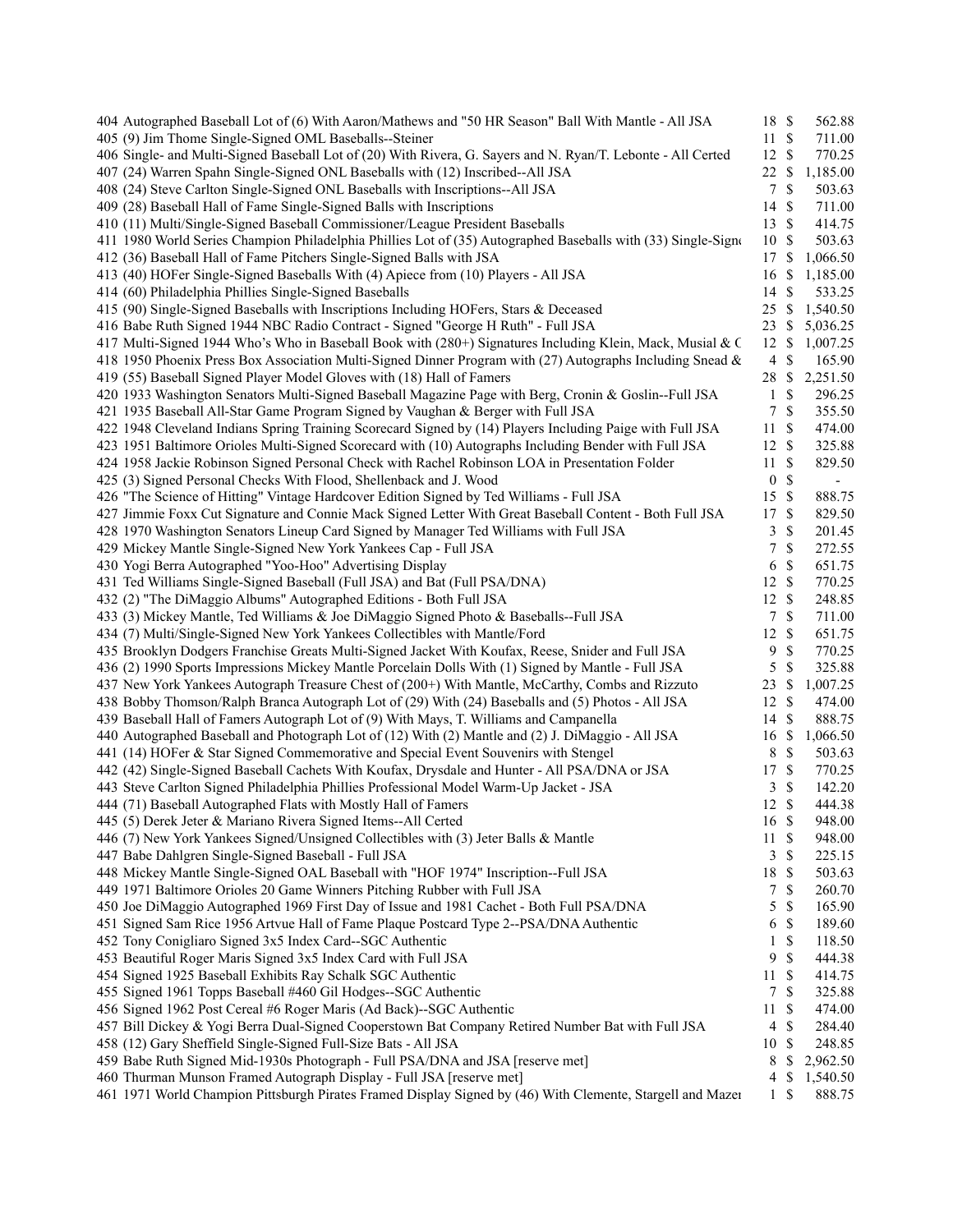| | | | |
|---|---|---|---|
| 404 Autographed Baseball Lot of (6) With Aaron/Mathews and "50 HR Season" Ball With Mantle - All JSA | 18 | $ | 562.88 |
| 405 (9) Jim Thome Single-Signed OML Baseballs--Steiner | 11 | $ | 711.00 |
| 406 Single- and Multi-Signed Baseball Lot of (20) With Rivera, G. Sayers and N. Ryan/T. Lebonte - All Certed | 12 | $ | 770.25 |
| 407 (24) Warren Spahn Single-Signed ONL Baseballs with (12) Inscribed--All JSA | 22 | $ | 1,185.00 |
| 408 (24) Steve Carlton Single-Signed ONL Baseballs with Inscriptions--All JSA | 7 | $ | 503.63 |
| 409 (28) Baseball Hall of Fame Single-Signed Balls with Inscriptions | 14 | $ | 711.00 |
| 410 (11) Multi/Single-Signed Baseball Commissioner/League President Baseballs | 13 | $ | 414.75 |
| 411 1980 World Series Champion Philadelphia Phillies Lot of (35) Autographed Baseballs with (33) Single-Signe | 10 | $ | 503.63 |
| 412 (36) Baseball Hall of Fame Pitchers Single-Signed Balls with JSA | 17 | $ | 1,066.50 |
| 413 (40) HOFer Single-Signed Baseballs With (4) Apiece from (10) Players - All JSA | 16 | $ | 1,185.00 |
| 414 (60) Philadelphia Phillies Single-Signed Baseballs | 14 | $ | 533.25 |
| 415 (90) Single-Signed Baseballs with Inscriptions Including HOFers, Stars & Deceased | 25 | $ | 1,540.50 |
| 416 Babe Ruth Signed 1944 NBC Radio Contract - Signed "George H Ruth" - Full JSA | 23 | $ | 5,036.25 |
| 417 Multi-Signed 1944 Who's Who in Baseball Book with (280+) Signatures Including Klein, Mack, Musial & C | 12 | $ | 1,007.25 |
| 418 1950 Phoenix Press Box Association Multi-Signed Dinner Program with (27) Autographs Including Snead & | 4 | $ | 165.90 |
| 419 (55) Baseball Signed Player Model Gloves with (18) Hall of Famers | 28 | $ | 2,251.50 |
| 420 1933 Washington Senators Multi-Signed Baseball Magazine Page with Berg, Cronin & Goslin--Full JSA | 1 | $ | 296.25 |
| 421 1935 Baseball All-Star Game Program Signed by Vaughan & Berger with Full JSA | 7 | $ | 355.50 |
| 422 1948 Cleveland Indians Spring Training Scorecard Signed by (14) Players Including Paige with Full JSA | 11 | $ | 474.00 |
| 423 1951 Baltimore Orioles Multi-Signed Scorecard with (10) Autographs Including Bender with Full JSA | 12 | $ | 325.88 |
| 424 1958 Jackie Robinson Signed Personal Check with Rachel Robinson LOA in Presentation Folder | 11 | $ | 829.50 |
| 425 (3) Signed Personal Checks With Flood, Shellenback and J. Wood | 0 | $ | - |
| 426 "The Science of Hitting" Vintage Hardcover Edition Signed by Ted Williams - Full JSA | 15 | $ | 888.75 |
| 427 Jimmie Foxx Cut Signature and Connie Mack Signed Letter With Great Baseball Content - Both Full JSA | 17 | $ | 829.50 |
| 428 1970 Washington Senators Lineup Card Signed by Manager Ted Williams with Full JSA | 3 | $ | 201.45 |
| 429 Mickey Mantle Single-Signed New York Yankees Cap - Full JSA | 7 | $ | 272.55 |
| 430 Yogi Berra Autographed "Yoo-Hoo" Advertising Display | 6 | $ | 651.75 |
| 431 Ted Williams Single-Signed Baseball (Full JSA) and Bat (Full PSA/DNA) | 12 | $ | 770.25 |
| 432 (2) "The DiMaggio Albums" Autographed Editions - Both Full JSA | 12 | $ | 248.85 |
| 433 (3) Mickey Mantle, Ted Williams & Joe DiMaggio Signed Photo & Baseballs--Full JSA | 7 | $ | 711.00 |
| 434 (7) Multi/Single-Signed New York Yankees Collectibles with Mantle/Ford | 12 | $ | 651.75 |
| 435 Brooklyn Dodgers Franchise Greats Multi-Signed Jacket With Koufax, Reese, Snider and Full JSA | 9 | $ | 770.25 |
| 436 (2) 1990 Sports Impressions Mickey Mantle Porcelain Dolls With (1) Signed by Mantle - Full JSA | 5 | $ | 325.88 |
| 437 New York Yankees Autograph Treasure Chest of (200+) With Mantle, McCarthy, Combs and Rizzuto | 23 | $ | 1,007.25 |
| 438 Bobby Thomson/Ralph Branca Autograph Lot of (29) With (24) Baseballs and (5) Photos - All JSA | 12 | $ | 474.00 |
| 439 Baseball Hall of Famers Autograph Lot of (9) With Mays, T. Williams and Campanella | 14 | $ | 888.75 |
| 440 Autographed Baseball and Photograph Lot of (12) With (2) Mantle and (2) J. DiMaggio - All JSA | 16 | $ | 1,066.50 |
| 441 (14) HOFer & Star Signed Commemorative and Special Event Souvenirs with Stengel | 8 | $ | 503.63 |
| 442 (42) Single-Signed Baseball Cachets With Koufax, Drysdale and Hunter - All PSA/DNA or JSA | 17 | $ | 770.25 |
| 443 Steve Carlton Signed Philadelphia Phillies Professional Model Warm-Up Jacket - JSA | 3 | $ | 142.20 |
| 444 (71) Baseball Autographed Flats with Mostly Hall of Famers | 12 | $ | 444.38 |
| 445 (5) Derek Jeter & Mariano Rivera Signed Items--All Certed | 16 | $ | 948.00 |
| 446 (7) New York Yankees Signed/Unsigned Collectibles with (3) Jeter Balls & Mantle | 11 | $ | 948.00 |
| 447 Babe Dahlgren Single-Signed Baseball - Full JSA | 3 | $ | 225.15 |
| 448 Mickey Mantle Single-Signed OAL Baseball with "HOF 1974" Inscription--Full JSA | 18 | $ | 503.63 |
| 449 1971 Baltimore Orioles 20 Game Winners Pitching Rubber with Full JSA | 7 | $ | 260.70 |
| 450 Joe DiMaggio Autographed 1969 First Day of Issue and 1981 Cachet - Both Full PSA/DNA | 5 | $ | 165.90 |
| 451 Signed Sam Rice 1956 Artvue Hall of Fame Plaque Postcard Type 2--PSA/DNA Authentic | 6 | $ | 189.60 |
| 452 Tony Conigliaro Signed 3x5 Index Card--SGC Authentic | 1 | $ | 118.50 |
| 453 Beautiful Roger Maris Signed 3x5 Index Card with Full JSA | 9 | $ | 444.38 |
| 454 Signed 1925 Baseball Exhibits Ray Schalk SGC Authentic | 11 | $ | 414.75 |
| 455 Signed 1961 Topps Baseball #460 Gil Hodges--SGC Authentic | 7 | $ | 325.88 |
| 456 Signed 1962 Post Cereal #6 Roger Maris (Ad Back)--SGC Authentic | 11 | $ | 474.00 |
| 457 Bill Dickey & Yogi Berra Dual-Signed Cooperstown Bat Company Retired Number Bat with Full JSA | 4 | $ | 284.40 |
| 458 (12) Gary Sheffield Single-Signed Full-Size Bats - All JSA | 10 | $ | 248.85 |
| 459 Babe Ruth Signed Mid-1930s Photograph - Full PSA/DNA and JSA [reserve met] | 8 | $ | 2,962.50 |
| 460 Thurman Munson Framed Autograph Display - Full JSA [reserve met] | 4 | $ | 1,540.50 |
| 461 1971 World Champion Pittsburgh Pirates Framed Display Signed by (46) With Clemente, Stargell and Mazer | 1 | $ | 888.75 |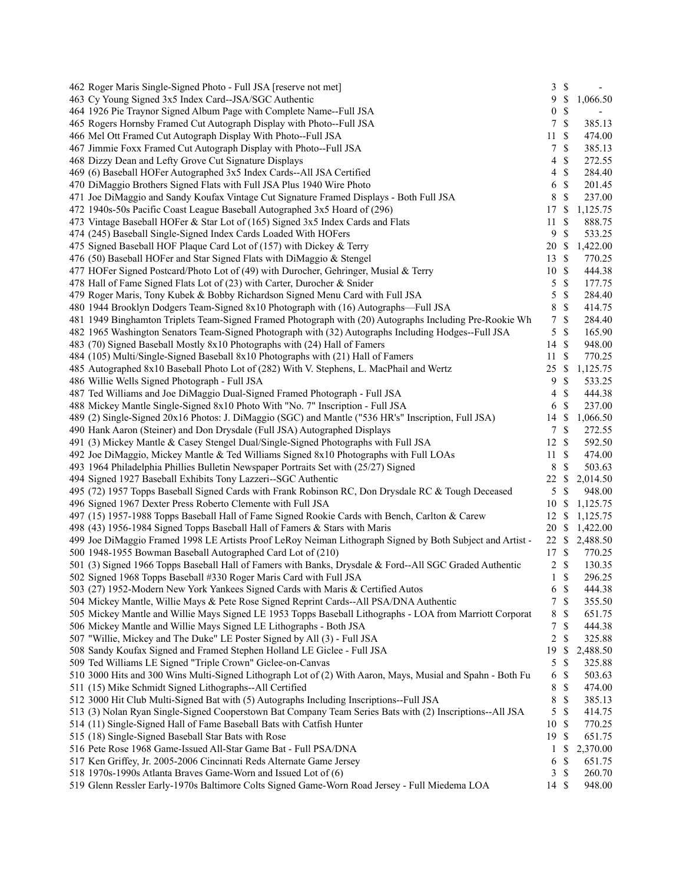| Lot | Description | Bids | | Price |
|---|---|---|---|---|
| 462 | Roger Maris Single-Signed Photo - Full JSA [reserve not met] | 3 | $ | - |
| 463 | Cy Young Signed 3x5 Index Card--JSA/SGC Authentic | 9 | $ | 1,066.50 |
| 464 | 1926 Pie Traynor Signed Album Page with Complete Name--Full JSA | 0 | $ | - |
| 465 | Rogers Hornsby Framed Cut Autograph Display with Photo--Full JSA | 7 | $ | 385.13 |
| 466 | Mel Ott Framed Cut Autograph Display With Photo--Full JSA | 11 | $ | 474.00 |
| 467 | Jimmie Foxx Framed Cut Autograph Display with Photo--Full JSA | 7 | $ | 385.13 |
| 468 | Dizzy Dean and Lefty Grove Cut Signature Displays | 4 | $ | 272.55 |
| 469 | (6) Baseball HOFer Autographed 3x5 Index Cards--All JSA Certified | 4 | $ | 284.40 |
| 470 | DiMaggio Brothers Signed Flats with Full JSA Plus 1940 Wire Photo | 6 | $ | 201.45 |
| 471 | Joe DiMaggio and Sandy Koufax Vintage Cut Signature Framed Displays - Both Full JSA | 8 | $ | 237.00 |
| 472 | 1940s-50s Pacific Coast League Baseball Autographed 3x5 Hoard of (296) | 17 | $ | 1,125.75 |
| 473 | Vintage Baseball HOFer & Star Lot of (165) Signed 3x5 Index Cards and Flats | 11 | $ | 888.75 |
| 474 | (245) Baseball Single-Signed Index Cards Loaded With HOFers | 9 | $ | 533.25 |
| 475 | Signed Baseball HOF Plaque Card Lot of (157) with Dickey & Terry | 20 | $ | 1,422.00 |
| 476 | (50) Baseball HOFer and Star Signed Flats with DiMaggio & Stengel | 13 | $ | 770.25 |
| 477 | HOFer Signed Postcard/Photo Lot of (49) with Durocher, Gehringer, Musial & Terry | 10 | $ | 444.38 |
| 478 | Hall of Fame Signed Flats Lot of (23) with Carter, Durocher & Snider | 5 | $ | 177.75 |
| 479 | Roger Maris, Tony Kubek & Bobby Richardson Signed Menu Card with Full JSA | 5 | $ | 284.40 |
| 480 | 1944 Brooklyn Dodgers Team-Signed 8x10 Photograph with (16) Autographs—Full JSA | 8 | $ | 414.75 |
| 481 | 1949 Binghamton Triplets Team-Signed Framed Photograph with (20) Autographs Including Pre-Rookie Wh | 7 | $ | 284.40 |
| 482 | 1965 Washington Senators Team-Signed Photograph with (32) Autographs Including Hodges--Full JSA | 5 | $ | 165.90 |
| 483 | (70) Signed Baseball Mostly 8x10 Photographs with (24) Hall of Famers | 14 | $ | 948.00 |
| 484 | (105) Multi/Single-Signed Baseball 8x10 Photographs with (21) Hall of Famers | 11 | $ | 770.25 |
| 485 | Autographed 8x10 Baseball Photo Lot of (282) With V. Stephens, L. MacPhail and Wertz | 25 | $ | 1,125.75 |
| 486 | Willie Wells Signed Photograph - Full JSA | 9 | $ | 533.25 |
| 487 | Ted Williams and Joe DiMaggio Dual-Signed Framed Photograph - Full JSA | 4 | $ | 444.38 |
| 488 | Mickey Mantle Single-Signed 8x10 Photo With "No. 7" Inscription - Full JSA | 6 | $ | 237.00 |
| 489 | (2) Single-Signed 20x16 Photos: J. DiMaggio (SGC) and Mantle ("536 HR's" Inscription, Full JSA) | 14 | $ | 1,066.50 |
| 490 | Hank Aaron (Steiner) and Don Drysdale (Full JSA) Autographed Displays | 7 | $ | 272.55 |
| 491 | (3) Mickey Mantle & Casey Stengel Dual/Single-Signed Photographs with Full JSA | 12 | $ | 592.50 |
| 492 | Joe DiMaggio, Mickey Mantle & Ted Williams Signed 8x10 Photographs with Full LOAs | 11 | $ | 474.00 |
| 493 | 1964 Philadelphia Phillies Bulletin Newspaper Portraits Set with (25/27) Signed | 8 | $ | 503.63 |
| 494 | Signed 1927 Baseball Exhibits Tony Lazzeri--SGC Authentic | 22 | $ | 2,014.50 |
| 495 | (72) 1957 Topps Baseball Signed Cards with Frank Robinson RC, Don Drysdale RC & Tough Deceased | 5 | $ | 948.00 |
| 496 | Signed 1967 Dexter Press Roberto Clemente with Full JSA | 10 | $ | 1,125.75 |
| 497 | (15) 1957-1988 Topps Baseball Hall of Fame Signed Rookie Cards with Bench, Carlton & Carew | 12 | $ | 1,125.75 |
| 498 | (43) 1956-1984 Signed Topps Baseball Hall of Famers & Stars with Maris | 20 | $ | 1,422.00 |
| 499 | Joe DiMaggio Framed 1998 LE Artists Proof LeRoy Neiman Lithograph Signed by Both Subject and Artist - | 22 | $ | 2,488.50 |
| 500 | 1948-1955 Bowman Baseball Autographed Card Lot of (210) | 17 | $ | 770.25 |
| 501 | (3) Signed 1966 Topps Baseball Hall of Famers with Banks, Drysdale & Ford--All SGC Graded Authentic | 2 | $ | 130.35 |
| 502 | Signed 1968 Topps Baseball #330 Roger Maris Card with Full JSA | 1 | $ | 296.25 |
| 503 | (27) 1952-Modern New York Yankees Signed Cards with Maris & Certified Autos | 6 | $ | 444.38 |
| 504 | Mickey Mantle, Willie Mays & Pete Rose Signed Reprint Cards--All PSA/DNA Authentic | 7 | $ | 355.50 |
| 505 | Mickey Mantle and Willie Mays Signed LE 1953 Topps Baseball Lithographs - LOA from Marriott Corporat | 8 | $ | 651.75 |
| 506 | Mickey Mantle and Willie Mays Signed LE Lithographs - Both JSA | 7 | $ | 444.38 |
| 507 | "Willie, Mickey and The Duke" LE Poster Signed by All (3) - Full JSA | 2 | $ | 325.88 |
| 508 | Sandy Koufax Signed and Framed Stephen Holland LE Giclee - Full JSA | 19 | $ | 2,488.50 |
| 509 | Ted Williams LE Signed "Triple Crown" Giclee-on-Canvas | 5 | $ | 325.88 |
| 510 | 3000 Hits and 300 Wins Multi-Signed Lithograph Lot of (2) With Aaron, Mays, Musial and Spahn - Both Fu | 6 | $ | 503.63 |
| 511 | (15) Mike Schmidt Signed Lithographs--All Certified | 8 | $ | 474.00 |
| 512 | 3000 Hit Club Multi-Signed Bat with (5) Autographs Including Inscriptions--Full JSA | 8 | $ | 385.13 |
| 513 | (3) Nolan Ryan Single-Signed Cooperstown Bat Company Team Series Bats with (2) Inscriptions--All JSA | 5 | $ | 414.75 |
| 514 | (11) Single-Signed Hall of Fame Baseball Bats with Catfish Hunter | 10 | $ | 770.25 |
| 515 | (18) Single-Signed Baseball Star Bats with Rose | 19 | $ | 651.75 |
| 516 | Pete Rose 1968 Game-Issued All-Star Game Bat - Full PSA/DNA | 1 | $ | 2,370.00 |
| 517 | Ken Griffey, Jr. 2005-2006 Cincinnati Reds Alternate Game Jersey | 6 | $ | 651.75 |
| 518 | 1970s-1990s Atlanta Braves Game-Worn and Issued Lot of (6) | 3 | $ | 260.70 |
| 519 | Glenn Ressler Early-1970s Baltimore Colts Signed Game-Worn Road Jersey - Full Miedema LOA | 14 | $ | 948.00 |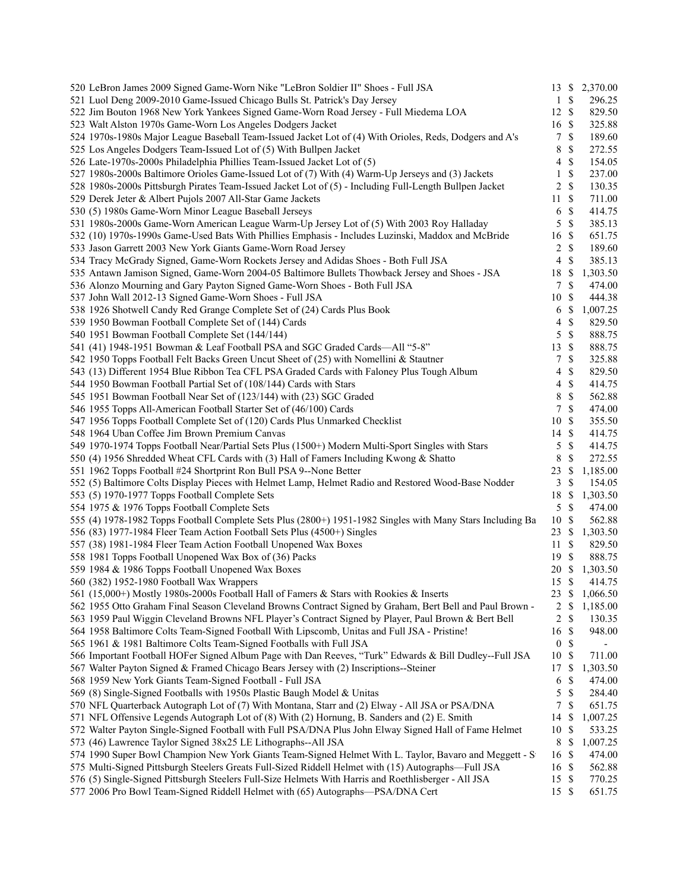| | | | |
|---|---|---|---|
| 520 LeBron James 2009 Signed Game-Worn Nike "LeBron Soldier II" Shoes - Full JSA | 13 | $ | 2,370.00 |
| 521 Luol Deng 2009-2010 Game-Issued Chicago Bulls St. Patrick's Day Jersey | 1 | $ | 296.25 |
| 522 Jim Bouton 1968 New York Yankees Signed Game-Worn Road Jersey - Full Miedema LOA | 12 | $ | 829.50 |
| 523 Walt Alston 1970s Game-Worn Los Angeles Dodgers Jacket | 16 | $ | 325.88 |
| 524 1970s-1980s Major League Baseball Team-Issued Jacket Lot of (4) With Orioles, Reds, Dodgers and A's | 7 | $ | 189.60 |
| 525 Los Angeles Dodgers Team-Issued Lot of (5) With Bullpen Jacket | 8 | $ | 272.55 |
| 526 Late-1970s-2000s Philadelphia Phillies Team-Issued Jacket Lot of (5) | 4 | $ | 154.05 |
| 527 1980s-2000s Baltimore Orioles Game-Issued Lot of (7) With (4) Warm-Up Jerseys and (3) Jackets | 1 | $ | 237.00 |
| 528 1980s-2000s Pittsburgh Pirates Team-Issued Jacket Lot of (5) - Including Full-Length Bullpen Jacket | 2 | $ | 130.35 |
| 529 Derek Jeter & Albert Pujols 2007 All-Star Game Jackets | 11 | $ | 711.00 |
| 530 (5) 1980s Game-Worn Minor League Baseball Jerseys | 6 | $ | 414.75 |
| 531 1980s-2000s Game-Worn American League Warm-Up Jersey Lot of (5) With 2003 Roy Halladay | 5 | $ | 385.13 |
| 532 (10) 1970s-1990s Game-Used Bats With Phillies Emphasis - Includes Luzinski, Maddox and McBride | 16 | $ | 651.75 |
| 533 Jason Garrett 2003 New York Giants Game-Worn Road Jersey | 2 | $ | 189.60 |
| 534 Tracy McGrady Signed, Game-Worn Rockets Jersey and Adidas Shoes - Both Full JSA | 4 | $ | 385.13 |
| 535 Antawn Jamison Signed, Game-Worn 2004-05 Baltimore Bullets Thowback Jersey and Shoes - JSA | 18 | $ | 1,303.50 |
| 536 Alonzo Mourning and Gary Payton Signed Game-Worn Shoes - Both Full JSA | 7 | $ | 474.00 |
| 537 John Wall 2012-13 Signed Game-Worn Shoes - Full JSA | 10 | $ | 444.38 |
| 538 1926 Shotwell Candy Red Grange Complete Set of (24) Cards Plus Book | 6 | $ | 1,007.25 |
| 539 1950 Bowman Football Complete Set of (144) Cards | 4 | $ | 829.50 |
| 540 1951 Bowman Football Complete Set (144/144) | 5 | $ | 888.75 |
| 541 (41) 1948-1951 Bowman & Leaf Football PSA and SGC Graded Cards—All "5-8" | 13 | $ | 888.75 |
| 542 1950 Topps Football Felt Backs Green Uncut Sheet of (25) with Nomellini & Stautner | 7 | $ | 325.88 |
| 543 (13) Different 1954 Blue Ribbon Tea CFL PSA Graded Cards with Faloney Plus Tough Album | 4 | $ | 829.50 |
| 544 1950 Bowman Football Partial Set of (108/144) Cards with Stars | 4 | $ | 414.75 |
| 545 1951 Bowman Football Near Set of (123/144) with (23) SGC Graded | 8 | $ | 562.88 |
| 546 1955 Topps All-American Football Starter Set of (46/100) Cards | 7 | $ | 474.00 |
| 547 1956 Topps Football Complete Set of (120) Cards Plus Unmarked Checklist | 10 | $ | 355.50 |
| 548 1964 Uban Coffee Jim Brown Premium Canvas | 14 | $ | 414.75 |
| 549 1970-1974 Topps Football Near/Partial Sets Plus (1500+) Modern Multi-Sport Singles with Stars | 5 | $ | 414.75 |
| 550 (4) 1956 Shredded Wheat CFL Cards with (3) Hall of Famers Including Kwong & Shatto | 8 | $ | 272.55 |
| 551 1962 Topps Football #24 Shortprint Ron Bull PSA 9--None Better | 23 | $ | 1,185.00 |
| 552 (5) Baltimore Colts Display Pieces with Helmet Lamp, Helmet Radio and Restored Wood-Base Nodder | 3 | $ | 154.05 |
| 553 (5) 1970-1977 Topps Football Complete Sets | 18 | $ | 1,303.50 |
| 554 1975 & 1976 Topps Football Complete Sets | 5 | $ | 474.00 |
| 555 (4) 1978-1982 Topps Football Complete Sets Plus (2800+) 1951-1982 Singles with Many Stars Including Ba | 10 | $ | 562.88 |
| 556 (83) 1977-1984 Fleer Team Action Football Sets Plus (4500+) Singles | 23 | $ | 1,303.50 |
| 557 (38) 1981-1984 Fleer Team Action Football Unopened Wax Boxes | 11 | $ | 829.50 |
| 558 1981 Topps Football Unopened Wax Box of (36) Packs | 19 | $ | 888.75 |
| 559 1984 & 1986 Topps Football Unopened Wax Boxes | 20 | $ | 1,303.50 |
| 560 (382) 1952-1980 Football Wax Wrappers | 15 | $ | 414.75 |
| 561 (15,000+) Mostly 1980s-2000s Football Hall of Famers & Stars with Rookies & Inserts | 23 | $ | 1,066.50 |
| 562 1955 Otto Graham Final Season Cleveland Browns Contract Signed by Graham, Bert Bell and Paul Brown - | 2 | $ | 1,185.00 |
| 563 1959 Paul Wiggin Cleveland Browns NFL Player's Contract Signed by Player, Paul Brown & Bert Bell | 2 | $ | 130.35 |
| 564 1958 Baltimore Colts Team-Signed Football With Lipscomb, Unitas and Full JSA - Pristine! | 16 | $ | 948.00 |
| 565 1961 & 1981 Baltimore Colts Team-Signed Footballs with Full JSA | 0 | $ | - |
| 566 Important Football HOFer Signed Album Page with Dan Reeves, "Turk" Edwards & Bill Dudley--Full JSA | 10 | $ | 711.00 |
| 567 Walter Payton Signed & Framed Chicago Bears Jersey with (2) Inscriptions--Steiner | 17 | $ | 1,303.50 |
| 568 1959 New York Giants Team-Signed Football - Full JSA | 6 | $ | 474.00 |
| 569 (8) Single-Signed Footballs with 1950s Plastic Baugh Model & Unitas | 5 | $ | 284.40 |
| 570 NFL Quarterback Autograph Lot of (7) With Montana, Starr and (2) Elway - All JSA or PSA/DNA | 7 | $ | 651.75 |
| 571 NFL Offensive Legends Autograph Lot of (8) With (2) Hornung, B. Sanders and (2) E. Smith | 14 | $ | 1,007.25 |
| 572 Walter Payton Single-Signed Football with Full PSA/DNA Plus John Elway Signed Hall of Fame Helmet | 10 | $ | 533.25 |
| 573 (46) Lawrence Taylor Signed 38x25 LE Lithographs--All JSA | 8 | $ | 1,007.25 |
| 574 1990 Super Bowl Champion New York Giants Team-Signed Helmet With L. Taylor, Bavaro and Meggett - S | 16 | $ | 474.00 |
| 575 Multi-Signed Pittsburgh Steelers Greats Full-Sized Riddell Helmet with (15) Autographs—Full JSA | 16 | $ | 562.88 |
| 576 (5) Single-Signed Pittsburgh Steelers Full-Size Helmets With Harris and Roethlisberger - All JSA | 15 | $ | 770.25 |
| 577 2006 Pro Bowl Team-Signed Riddell Helmet with (65) Autographs—PSA/DNA Cert | 15 | $ | 651.75 |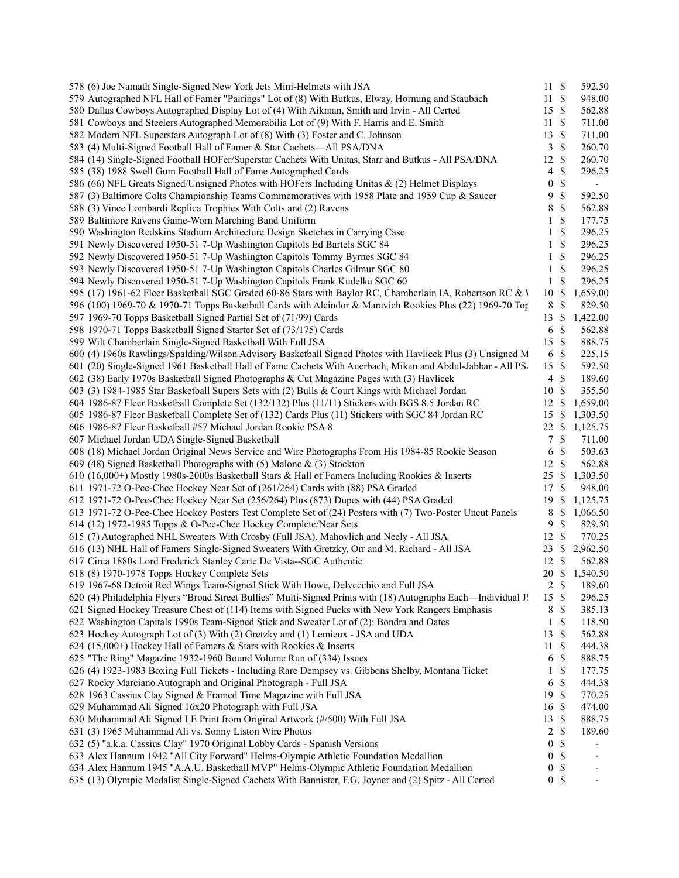| Lot | Description | Bids | | Price |
|---|---|---|---|---|
| 578 | (6) Joe Namath Single-Signed New York Jets Mini-Helmets with JSA | 11 | $ | 592.50 |
| 579 | Autographed NFL Hall of Famer "Pairings" Lot of (8) With Butkus, Elway, Hornung and Staubach | 11 | $ | 948.00 |
| 580 | Dallas Cowboys Autographed Display Lot of (4) With Aikman, Smith and Irvin - All Certed | 15 | $ | 562.88 |
| 581 | Cowboys and Steelers Autographed Memorabilia Lot of (9) With F. Harris and E. Smith | 11 | $ | 711.00 |
| 582 | Modern NFL Superstars Autograph Lot of (8) With (3) Foster and C. Johnson | 13 | $ | 711.00 |
| 583 | (4) Multi-Signed Football Hall of Famer & Star Cachets—All PSA/DNA | 3 | $ | 260.70 |
| 584 | (14) Single-Signed Football HOFer/Superstar Cachets With Unitas, Starr and Butkus - All PSA/DNA | 12 | $ | 260.70 |
| 585 | (38) 1988 Swell Gum Football Hall of Fame Autographed Cards | 4 | $ | 296.25 |
| 586 | (66) NFL Greats Signed/Unsigned Photos with HOFers Including Unitas & (2) Helmet Displays | 0 | $ | - |
| 587 | (3) Baltimore Colts Championship Teams Commemoratives with 1958 Plate and 1959 Cup & Saucer | 9 | $ | 592.50 |
| 588 | (3) Vince Lombardi Replica Trophies With Colts and (2) Ravens | 8 | $ | 562.88 |
| 589 | Baltimore Ravens Game-Worn Marching Band Uniform | 1 | $ | 177.75 |
| 590 | Washington Redskins Stadium Architecture Design Sketches in Carrying Case | 1 | $ | 296.25 |
| 591 | Newly Discovered 1950-51 7-Up Washington Capitols Ed Bartels SGC 84 | 1 | $ | 296.25 |
| 592 | Newly Discovered 1950-51 7-Up Washington Capitols Tommy Byrnes SGC 84 | 1 | $ | 296.25 |
| 593 | Newly Discovered 1950-51 7-Up Washington Capitols Charles Gilmur SGC 80 | 1 | $ | 296.25 |
| 594 | Newly Discovered 1950-51 7-Up Washington Capitols Frank Kudelka SGC 60 | 1 | $ | 296.25 |
| 595 | (17) 1961-62 Fleer Basketball SGC Graded 60-86 Stars with Baylor RC, Chamberlain IA, Robertson RC & V | 10 | $ | 1,659.00 |
| 596 | (100) 1969-70 & 1970-71 Topps Basketball Cards with Alcindor & Maravich Rookies Plus (22) 1969-70 Top | 8 | $ | 829.50 |
| 597 | 1969-70 Topps Basketball Signed Partial Set of (71/99) Cards | 13 | $ | 1,422.00 |
| 598 | 1970-71 Topps Basketball Signed Starter Set of (73/175) Cards | 6 | $ | 562.88 |
| 599 | Wilt Chamberlain Single-Signed Basketball With Full JSA | 15 | $ | 888.75 |
| 600 | (4) 1960s Rawlings/Spalding/Wilson Advisory Basketball Signed Photos with Havlicek Plus (3) Unsigned M | 6 | $ | 225.15 |
| 601 | (20) Single-Signed 1961 Basketball Hall of Fame Cachets With Auerbach, Mikan and Abdul-Jabbar - All PS. | 15 | $ | 592.50 |
| 602 | (38) Early 1970s Basketball Signed Photographs & Cut Magazine Pages with (3) Havlicek | 4 | $ | 189.60 |
| 603 | (3) 1984-1985 Star Basketball Supers Sets with (2) Bulls & Court Kings with Michael Jordan | 10 | $ | 355.50 |
| 604 | 1986-87 Fleer Basketball Complete Set (132/132) Plus (11/11) Stickers with BGS 8.5 Jordan RC | 12 | $ | 1,659.00 |
| 605 | 1986-87 Fleer Basketball Complete Set of (132) Cards Plus (11) Stickers with SGC 84 Jordan RC | 15 | $ | 1,303.50 |
| 606 | 1986-87 Fleer Basketball #57 Michael Jordan Rookie PSA 8 | 22 | $ | 1,125.75 |
| 607 | Michael Jordan UDA Single-Signed Basketball | 7 | $ | 711.00 |
| 608 | (18) Michael Jordan Original News Service and Wire Photographs From His 1984-85 Rookie Season | 6 | $ | 503.63 |
| 609 | (48) Signed Basketball Photographs with (5) Malone & (3) Stockton | 12 | $ | 562.88 |
| 610 | (16,000+) Mostly 1980s-2000s Basketball Stars & Hall of Famers Including Rookies & Inserts | 25 | $ | 1,303.50 |
| 611 | 1971-72 O-Pee-Chee Hockey Near Set of (261/264) Cards with (88) PSA Graded | 17 | $ | 948.00 |
| 612 | 1971-72 O-Pee-Chee Hockey Near Set (256/264) Plus (873) Dupes with (44) PSA Graded | 19 | $ | 1,125.75 |
| 613 | 1971-72 O-Pee-Chee Hockey Posters Test Complete Set of (24) Posters with (7) Two-Poster Uncut Panels | 8 | $ | 1,066.50 |
| 614 | (12) 1972-1985 Topps & O-Pee-Chee Hockey Complete/Near Sets | 9 | $ | 829.50 |
| 615 | (7) Autographed NHL Sweaters With Crosby (Full JSA), Mahovlich and Neely - All JSA | 12 | $ | 770.25 |
| 616 | (13) NHL Hall of Famers Single-Signed Sweaters With Gretzky, Orr and M. Richard - All JSA | 23 | $ | 2,962.50 |
| 617 | Circa 1880s Lord Frederick Stanley Carte De Vista--SGC Authentic | 12 | $ | 562.88 |
| 618 | (8) 1970-1978 Topps Hockey Complete Sets | 20 | $ | 1,540.50 |
| 619 | 1967-68 Detroit Red Wings Team-Signed Stick With Howe, Delvecchio and Full JSA | 2 | $ | 189.60 |
| 620 | (4) Philadelphia Flyers "Broad Street Bullies" Multi-Signed Prints with (18) Autographs Each—Individual J! | 15 | $ | 296.25 |
| 621 | Signed Hockey Treasure Chest of (114) Items with Signed Pucks with New York Rangers Emphasis | 8 | $ | 385.13 |
| 622 | Washington Capitals 1990s Team-Signed Stick and Sweater Lot of (2): Bondra and Oates | 1 | $ | 118.50 |
| 623 | Hockey Autograph Lot of (3) With (2) Gretzky and (1) Lemieux - JSA and UDA | 13 | $ | 562.88 |
| 624 | (15,000+) Hockey Hall of Famers & Stars with Rookies & Inserts | 11 | $ | 444.38 |
| 625 | "The Ring" Magazine 1932-1960 Bound Volume Run of (334) Issues | 6 | $ | 888.75 |
| 626 | (4) 1923-1983 Boxing Full Tickets - Including Rare Dempsey vs. Gibbons Shelby, Montana Ticket | 1 | $ | 177.75 |
| 627 | Rocky Marciano Autograph and Original Photograph - Full JSA | 6 | $ | 444.38 |
| 628 | 1963 Cassius Clay Signed & Framed Time Magazine with Full JSA | 19 | $ | 770.25 |
| 629 | Muhammad Ali Signed 16x20 Photograph with Full JSA | 16 | $ | 474.00 |
| 630 | Muhammad Ali Signed LE Print from Original Artwork (#/500) With Full JSA | 13 | $ | 888.75 |
| 631 | (3) 1965 Muhammad Ali vs. Sonny Liston Wire Photos | 2 | $ | 189.60 |
| 632 | (5) "a.k.a. Cassius Clay" 1970 Original Lobby Cards - Spanish Versions | 0 | $ | - |
| 633 | Alex Hannum 1942 "All City Forward" Helms-Olympic Athletic Foundation Medallion | 0 | $ | - |
| 634 | Alex Hannum 1945 "A.A.U. Basketball MVP" Helms-Olympic Athletic Foundation Medallion | 0 | $ | - |
| 635 | (13) Olympic Medalist Single-Signed Cachets With Bannister, F.G. Joyner and (2) Spitz - All Certed | 0 | $ | - |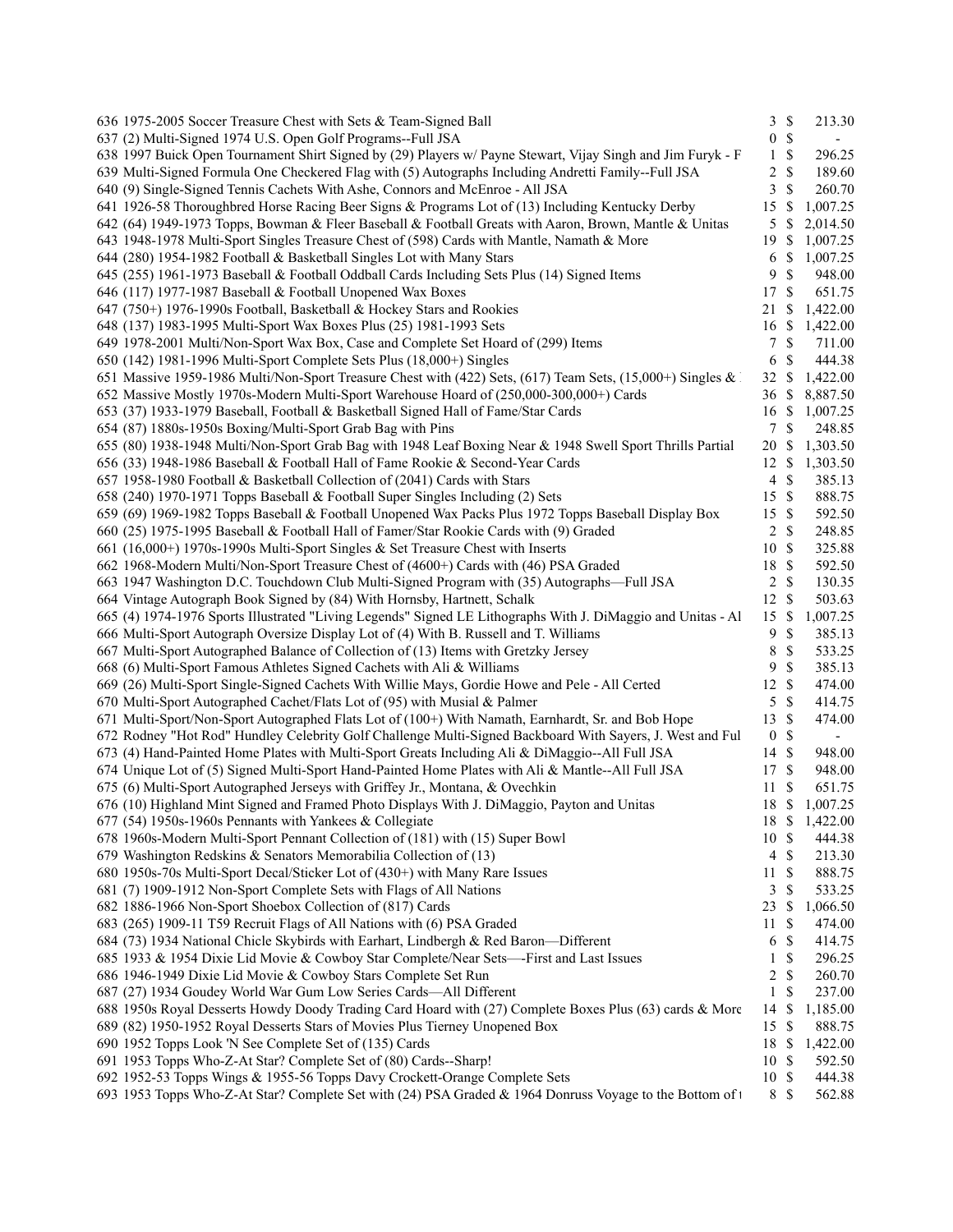| | | | | |
|---|---|---|---|---|
| 636 | 1975-2005 Soccer Treasure Chest with Sets & Team-Signed Ball | 3 | $ | 213.30 |
| 637 | (2) Multi-Signed 1974 U.S. Open Golf Programs--Full JSA | 0 | $ | - |
| 638 | 1997 Buick Open Tournament Shirt Signed by (29) Players w/ Payne Stewart, Vijay Singh and Jim Furyk - F | 1 | $ | 296.25 |
| 639 | Multi-Signed Formula One Checkered Flag with (5) Autographs Including Andretti Family--Full JSA | 2 | $ | 189.60 |
| 640 | (9) Single-Signed Tennis Cachets With Ashe, Connors and McEnroe - All JSA | 3 | $ | 260.70 |
| 641 | 1926-58 Thoroughbred Horse Racing Beer Signs & Programs Lot of (13) Including Kentucky Derby | 15 | $ | 1,007.25 |
| 642 | (64) 1949-1973 Topps, Bowman & Fleer Baseball & Football Greats with Aaron, Brown, Mantle & Unitas | 5 | $ | 2,014.50 |
| 643 | 1948-1978 Multi-Sport Singles Treasure Chest of (598) Cards with Mantle, Namath & More | 19 | $ | 1,007.25 |
| 644 | (280) 1954-1982 Football & Basketball Singles Lot with Many Stars | 6 | $ | 1,007.25 |
| 645 | (255) 1961-1973 Baseball & Football Oddball Cards Including Sets Plus (14) Signed Items | 9 | $ | 948.00 |
| 646 | (117) 1977-1987 Baseball & Football Unopened Wax Boxes | 17 | $ | 651.75 |
| 647 | (750+) 1976-1990s Football, Basketball & Hockey Stars and Rookies | 21 | $ | 1,422.00 |
| 648 | (137) 1983-1995 Multi-Sport Wax Boxes Plus (25) 1981-1993 Sets | 16 | $ | 1,422.00 |
| 649 | 1978-2001 Multi/Non-Sport Wax Box, Case and Complete Set Hoard of (299) Items | 7 | $ | 711.00 |
| 650 | (142) 1981-1996 Multi-Sport Complete Sets Plus (18,000+) Singles | 6 | $ | 444.38 |
| 651 | Massive 1959-1986 Multi/Non-Sport Treasure Chest with (422) Sets, (617) Team Sets, (15,000+) Singles & | 32 | $ | 1,422.00 |
| 652 | Massive Mostly 1970s-Modern Multi-Sport Warehouse Hoard of (250,000-300,000+) Cards | 36 | $ | 8,887.50 |
| 653 | (37) 1933-1979 Baseball, Football & Basketball Signed Hall of Fame/Star Cards | 16 | $ | 1,007.25 |
| 654 | (87) 1880s-1950s Boxing/Multi-Sport Grab Bag with Pins | 7 | $ | 248.85 |
| 655 | (80) 1938-1948 Multi/Non-Sport Grab Bag with 1948 Leaf Boxing Near & 1948 Swell Sport Thrills Partial | 20 | $ | 1,303.50 |
| 656 | (33) 1948-1986 Baseball & Football Hall of Fame Rookie & Second-Year Cards | 12 | $ | 1,303.50 |
| 657 | 1958-1980 Football & Basketball Collection of (2041) Cards with Stars | 4 | $ | 385.13 |
| 658 | (240) 1970-1971 Topps Baseball & Football Super Singles Including (2) Sets | 15 | $ | 888.75 |
| 659 | (69) 1969-1982 Topps Baseball & Football Unopened Wax Packs Plus 1972 Topps Baseball Display Box | 15 | $ | 592.50 |
| 660 | (25) 1975-1995 Baseball & Football Hall of Famer/Star Rookie Cards with (9) Graded | 2 | $ | 248.85 |
| 661 | (16,000+) 1970s-1990s Multi-Sport Singles & Set Treasure Chest with Inserts | 10 | $ | 325.88 |
| 662 | 1968-Modern Multi/Non-Sport Treasure Chest of (4600+) Cards with (46) PSA Graded | 18 | $ | 592.50 |
| 663 | 1947 Washington D.C. Touchdown Club Multi-Signed Program with (35) Autographs—Full JSA | 2 | $ | 130.35 |
| 664 | Vintage Autograph Book Signed by (84) With Hornsby, Hartnett, Schalk | 12 | $ | 503.63 |
| 665 | (4) 1974-1976 Sports Illustrated "Living Legends" Signed LE Lithographs With J. DiMaggio and Unitas - Al | 15 | $ | 1,007.25 |
| 666 | Multi-Sport Autograph Oversize Display Lot of (4) With B. Russell and T. Williams | 9 | $ | 385.13 |
| 667 | Multi-Sport Autographed Balance of Collection of (13) Items with Gretzky Jersey | 8 | $ | 533.25 |
| 668 | (6) Multi-Sport Famous Athletes Signed Cachets with Ali & Williams | 9 | $ | 385.13 |
| 669 | (26) Multi-Sport Single-Signed Cachets With Willie Mays, Gordie Howe and Pele - All Certed | 12 | $ | 474.00 |
| 670 | Multi-Sport Autographed Cachet/Flats Lot of (95) with Musial & Palmer | 5 | $ | 414.75 |
| 671 | Multi-Sport/Non-Sport Autographed Flats Lot of (100+) With Namath, Earnhardt, Sr. and Bob Hope | 13 | $ | 474.00 |
| 672 | Rodney "Hot Rod" Hundley Celebrity Golf Challenge Multi-Signed Backboard With Sayers, J. West and Ful | 0 | $ | - |
| 673 | (4) Hand-Painted Home Plates with Multi-Sport Greats Including Ali & DiMaggio--All Full JSA | 14 | $ | 948.00 |
| 674 | Unique Lot of (5) Signed Multi-Sport Hand-Painted Home Plates with Ali & Mantle--All Full JSA | 17 | $ | 948.00 |
| 675 | (6) Multi-Sport Autographed Jerseys with Griffey Jr., Montana, & Ovechkin | 11 | $ | 651.75 |
| 676 | (10) Highland Mint Signed and Framed Photo Displays With J. DiMaggio, Payton and Unitas | 18 | $ | 1,007.25 |
| 677 | (54) 1950s-1960s Pennants with Yankees & Collegiate | 18 | $ | 1,422.00 |
| 678 | 1960s-Modern Multi-Sport Pennant Collection of (181) with (15) Super Bowl | 10 | $ | 444.38 |
| 679 | Washington Redskins & Senators Memorabilia Collection of (13) | 4 | $ | 213.30 |
| 680 | 1950s-70s Multi-Sport Decal/Sticker Lot of (430+) with Many Rare Issues | 11 | $ | 888.75 |
| 681 | (7) 1909-1912 Non-Sport Complete Sets with Flags of All Nations | 3 | $ | 533.25 |
| 682 | 1886-1966 Non-Sport Shoebox Collection of (817) Cards | 23 | $ | 1,066.50 |
| 683 | (265) 1909-11 T59 Recruit Flags of All Nations with (6) PSA Graded | 11 | $ | 474.00 |
| 684 | (73) 1934 National Chicle Skybirds with Earhart, Lindbergh & Red Baron—Different | 6 | $ | 414.75 |
| 685 | 1933 & 1954 Dixie Lid Movie & Cowboy Star Complete/Near Sets—-First and Last Issues | 1 | $ | 296.25 |
| 686 | 1946-1949 Dixie Lid Movie & Cowboy Stars Complete Set Run | 2 | $ | 260.70 |
| 687 | (27) 1934 Goudey World War Gum Low Series Cards—All Different | 1 | $ | 237.00 |
| 688 | 1950s Royal Desserts Howdy Doody Trading Card Hoard with (27) Complete Boxes Plus (63) cards & More | 14 | $ | 1,185.00 |
| 689 | (82) 1950-1952 Royal Desserts Stars of Movies Plus Tierney Unopened Box | 15 | $ | 888.75 |
| 690 | 1952 Topps Look 'N See Complete Set of (135) Cards | 18 | $ | 1,422.00 |
| 691 | 1953 Topps Who-Z-At Star? Complete Set of (80) Cards--Sharp! | 10 | $ | 592.50 |
| 692 | 1952-53 Topps Wings & 1955-56 Topps Davy Crockett-Orange Complete Sets | 10 | $ | 444.38 |
| 693 | 1953 Topps Who-Z-At Star? Complete Set with (24) PSA Graded & 1964 Donruss Voyage to the Bottom of t | 8 | $ | 562.88 |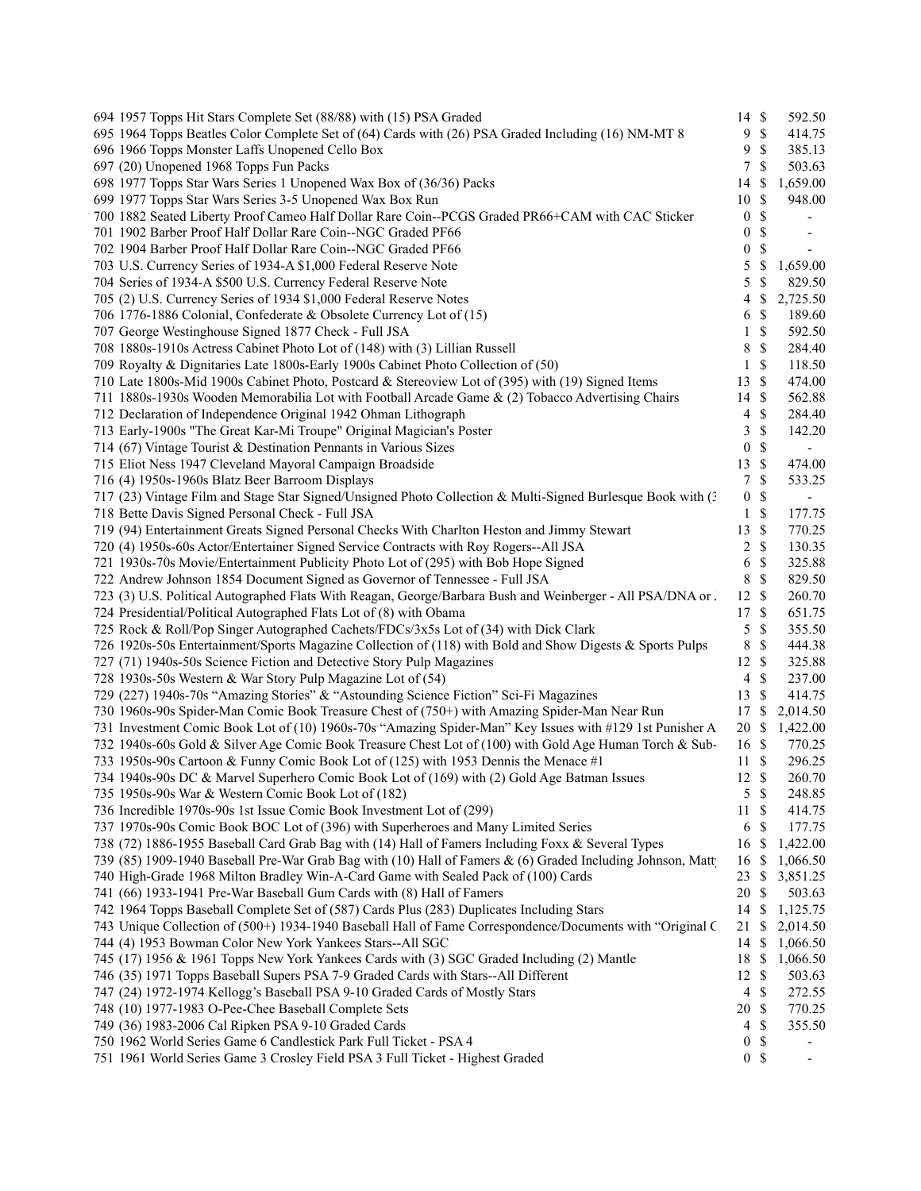| | | | |
|---|---|---|---|
| 694 1957 Topps Hit Stars Complete Set (88/88) with (15) PSA Graded | 14 | $ | 592.50 |
| 695 1964 Topps Beatles Color Complete Set of (64) Cards with (26) PSA Graded Including (16) NM-MT 8 | 9 | $ | 414.75 |
| 696 1966 Topps Monster Laffs Unopened Cello Box | 9 | $ | 385.13 |
| 697 (20) Unopened 1968 Topps Fun Packs | 7 | $ | 503.63 |
| 698 1977 Topps Star Wars Series 1 Unopened Wax Box of (36/36) Packs | 14 | $ | 1,659.00 |
| 699 1977 Topps Star Wars Series 3-5 Unopened Wax Box Run | 10 | $ | 948.00 |
| 700 1882 Seated Liberty Proof Cameo Half Dollar Rare Coin--PCGS Graded PR66+CAM with CAC Sticker | 0 | $ | - |
| 701 1902 Barber Proof Half Dollar Rare Coin--NGC Graded PF66 | 0 | $ | - |
| 702 1904 Barber Proof Half Dollar Rare Coin--NGC Graded PF66 | 0 | $ | - |
| 703 U.S. Currency Series of 1934-A $1,000 Federal Reserve Note | 5 | $ | 1,659.00 |
| 704 Series of 1934-A $500 U.S. Currency Federal Reserve Note | 5 | $ | 829.50 |
| 705 (2) U.S. Currency Series of 1934 $1,000 Federal Reserve Notes | 4 | $ | 2,725.50 |
| 706 1776-1886 Colonial, Confederate & Obsolete Currency Lot of (15) | 6 | $ | 189.60 |
| 707 George Westinghouse Signed 1877 Check - Full JSA | 1 | $ | 592.50 |
| 708 1880s-1910s Actress Cabinet Photo Lot of (148) with (3) Lillian Russell | 8 | $ | 284.40 |
| 709 Royalty & Dignitaries Late 1800s-Early 1900s Cabinet Photo Collection of (50) | 1 | $ | 118.50 |
| 710 Late 1800s-Mid 1900s Cabinet Photo, Postcard & Stereoview Lot of (395) with (19) Signed Items | 13 | $ | 474.00 |
| 711 1880s-1930s Wooden Memorabilia Lot with Football Arcade Game & (2) Tobacco Advertising Chairs | 14 | $ | 562.88 |
| 712 Declaration of Independence Original 1942 Ohman Lithograph | 4 | $ | 284.40 |
| 713 Early-1900s "The Great Kar-Mi Troupe" Original Magician's Poster | 3 | $ | 142.20 |
| 714 (67) Vintage Tourist & Destination Pennants in Various Sizes | 0 | $ | - |
| 715 Eliot Ness 1947 Cleveland Mayoral Campaign Broadside | 13 | $ | 474.00 |
| 716 (4) 1950s-1960s Blatz Beer Barroom Displays | 7 | $ | 533.25 |
| 717 (23) Vintage Film and Stage Star Signed/Unsigned Photo Collection & Multi-Signed Burlesque Book with (3 | 0 | $ | - |
| 718 Bette Davis Signed Personal Check - Full JSA | 1 | $ | 177.75 |
| 719 (94) Entertainment Greats Signed Personal Checks With Charlton Heston and Jimmy Stewart | 13 | $ | 770.25 |
| 720 (4) 1950s-60s Actor/Entertainer Signed Service Contracts with Roy Rogers--All JSA | 2 | $ | 130.35 |
| 721 1930s-70s Movie/Entertainment Publicity Photo Lot of (295) with Bob Hope Signed | 6 | $ | 325.88 |
| 722 Andrew Johnson 1854 Document Signed as Governor of Tennessee - Full JSA | 8 | $ | 829.50 |
| 723 (3) U.S. Political Autographed Flats With Reagan, George/Barbara Bush and Weinberger - All PSA/DNA or . | 12 | $ | 260.70 |
| 724 Presidential/Political Autographed Flats Lot of (8) with Obama | 17 | $ | 651.75 |
| 725 Rock & Roll/Pop Singer Autographed Cachets/FDCs/3x5s Lot of (34) with Dick Clark | 5 | $ | 355.50 |
| 726 1920s-50s Entertainment/Sports Magazine Collection of (118) with Bold and Show Digests & Sports Pulps | 8 | $ | 444.38 |
| 727 (71) 1940s-50s Science Fiction and Detective Story Pulp Magazines | 12 | $ | 325.88 |
| 728 1930s-50s Western & War Story Pulp Magazine Lot of (54) | 4 | $ | 237.00 |
| 729 (227) 1940s-70s "Amazing Stories" & "Astounding Science Fiction" Sci-Fi Magazines | 13 | $ | 414.75 |
| 730 1960s-90s Spider-Man Comic Book Treasure Chest of (750+) with Amazing Spider-Man Near Run | 17 | $ | 2,014.50 |
| 731 Investment Comic Book Lot of (10) 1960s-70s "Amazing Spider-Man" Key Issues with #129 1st Punisher A | 20 | $ | 1,422.00 |
| 732 1940s-60s Gold & Silver Age Comic Book Treasure Chest Lot of (100) with Gold Age Human Torch & Sub- | 16 | $ | 770.25 |
| 733 1950s-90s Cartoon & Funny Comic Book Lot of (125) with 1953 Dennis the Menace #1 | 11 | $ | 296.25 |
| 734 1940s-90s DC & Marvel Superhero Comic Book Lot of (169) with (2) Gold Age Batman Issues | 12 | $ | 260.70 |
| 735 1950s-90s War & Western Comic Book Lot of (182) | 5 | $ | 248.85 |
| 736 Incredible 1970s-90s 1st Issue Comic Book Investment Lot of (299) | 11 | $ | 414.75 |
| 737 1970s-90s Comic Book BOC Lot of (396) with Superheroes and Many Limited Series | 6 | $ | 177.75 |
| 738 (72) 1886-1955 Baseball Card Grab Bag with (14) Hall of Famers Including Foxx & Several Types | 16 | $ | 1,422.00 |
| 739 (85) 1909-1940 Baseball Pre-War Grab Bag with (10) Hall of Famers & (6) Graded Including Johnson, Matt | 16 | $ | 1,066.50 |
| 740 High-Grade 1968 Milton Bradley Win-A-Card Game with Sealed Pack of (100) Cards | 23 | $ | 3,851.25 |
| 741 (66) 1933-1941 Pre-War Baseball Gum Cards with (8) Hall of Famers | 20 | $ | 503.63 |
| 742 1964 Topps Baseball Complete Set of (587) Cards Plus (283) Duplicates Including Stars | 14 | $ | 1,125.75 |
| 743 Unique Collection of (500+) 1934-1940 Baseball Hall of Fame Correspondence/Documents with "Original C | 21 | $ | 2,014.50 |
| 744 (4) 1953 Bowman Color New York Yankees Stars--All SGC | 14 | $ | 1,066.50 |
| 745 (17) 1956 & 1961 Topps New York Yankees Cards with (3) SGC Graded Including (2) Mantle | 18 | $ | 1,066.50 |
| 746 (35) 1971 Topps Baseball Supers PSA 7-9 Graded Cards with Stars--All Different | 12 | $ | 503.63 |
| 747 (24) 1972-1974 Kellogg's Baseball PSA 9-10 Graded Cards of Mostly Stars | 4 | $ | 272.55 |
| 748 (10) 1977-1983 O-Pee-Chee Baseball Complete Sets | 20 | $ | 770.25 |
| 749 (36) 1983-2006 Cal Ripken PSA 9-10 Graded Cards | 4 | $ | 355.50 |
| 750 1962 World Series Game 6 Candlestick Park Full Ticket - PSA 4 | 0 | $ | - |
| 751 1961 World Series Game 3 Crosley Field PSA 3 Full Ticket - Highest Graded | 0 | $ | - |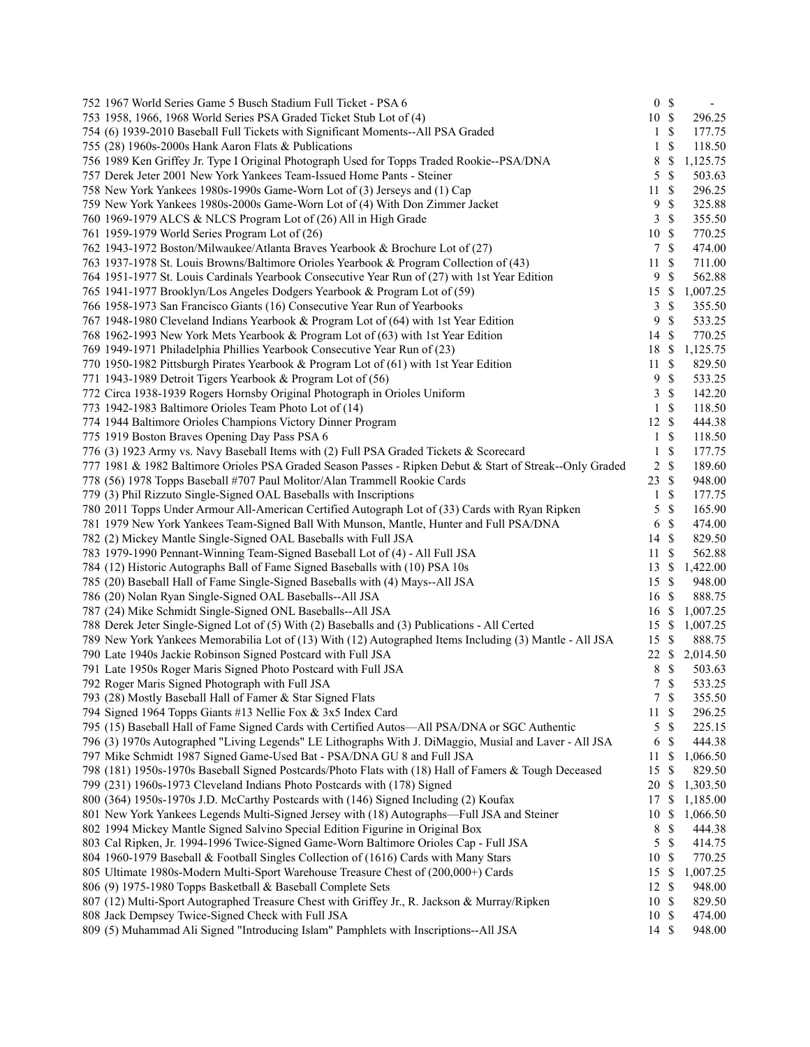| Lot | Description | Bids | | Price |
|---|---|---|---|---|
| 752 | 1967 World Series Game 5 Busch Stadium Full Ticket - PSA 6 | 0 | $ | - |
| 753 | 1958, 1966, 1968 World Series PSA Graded Ticket Stub Lot of (4) | 10 | $ | 296.25 |
| 754 | (6) 1939-2010 Baseball Full Tickets with Significant Moments--All PSA Graded | 1 | $ | 177.75 |
| 755 | (28) 1960s-2000s Hank Aaron Flats & Publications | 1 | $ | 118.50 |
| 756 | 1989 Ken Griffey Jr. Type I Original Photograph Used for Topps Traded Rookie--PSA/DNA | 8 | $ | 1,125.75 |
| 757 | Derek Jeter 2001 New York Yankees Team-Issued Home Pants - Steiner | 5 | $ | 503.63 |
| 758 | New York Yankees 1980s-1990s Game-Worn Lot of (3) Jerseys and (1) Cap | 11 | $ | 296.25 |
| 759 | New York Yankees 1980s-2000s Game-Worn Lot of (4) With Don Zimmer Jacket | 9 | $ | 325.88 |
| 760 | 1969-1979 ALCS & NLCS Program Lot of (26) All in High Grade | 3 | $ | 355.50 |
| 761 | 1959-1979 World Series Program Lot of (26) | 10 | $ | 770.25 |
| 762 | 1943-1972 Boston/Milwaukee/Atlanta Braves Yearbook & Brochure Lot of (27) | 7 | $ | 474.00 |
| 763 | 1937-1978 St. Louis Browns/Baltimore Orioles Yearbook & Program Collection of (43) | 11 | $ | 711.00 |
| 764 | 1951-1977 St. Louis Cardinals Yearbook Consecutive Year Run of (27) with 1st Year Edition | 9 | $ | 562.88 |
| 765 | 1941-1977 Brooklyn/Los Angeles Dodgers Yearbook & Program Lot of (59) | 15 | $ | 1,007.25 |
| 766 | 1958-1973 San Francisco Giants (16) Consecutive Year Run of Yearbooks | 3 | $ | 355.50 |
| 767 | 1948-1980 Cleveland Indians Yearbook & Program Lot of (64) with 1st Year Edition | 9 | $ | 533.25 |
| 768 | 1962-1993 New York Mets Yearbook & Program Lot of (63) with 1st Year Edition | 14 | $ | 770.25 |
| 769 | 1949-1971 Philadelphia Phillies Yearbook Consecutive Year Run of (23) | 18 | $ | 1,125.75 |
| 770 | 1950-1982 Pittsburgh Pirates Yearbook & Program Lot of (61) with 1st Year Edition | 11 | $ | 829.50 |
| 771 | 1943-1989 Detroit Tigers Yearbook & Program Lot of (56) | 9 | $ | 533.25 |
| 772 | Circa 1938-1939 Rogers Hornsby Original Photograph in Orioles Uniform | 3 | $ | 142.20 |
| 773 | 1942-1983 Baltimore Orioles Team Photo Lot of (14) | 1 | $ | 118.50 |
| 774 | 1944 Baltimore Orioles Champions Victory Dinner Program | 12 | $ | 444.38 |
| 775 | 1919 Boston Braves Opening Day Pass PSA 6 | 1 | $ | 118.50 |
| 776 | (3) 1923 Army vs. Navy Baseball Items with (2) Full PSA Graded Tickets & Scorecard | 1 | $ | 177.75 |
| 777 | 1981 & 1982 Baltimore Orioles PSA Graded Season Passes - Ripken Debut & Start of Streak--Only Graded | 2 | $ | 189.60 |
| 778 | (56) 1978 Topps Baseball #707 Paul Molitor/Alan Trammell Rookie Cards | 23 | $ | 948.00 |
| 779 | (3) Phil Rizzuto Single-Signed OAL Baseballs with Inscriptions | 1 | $ | 177.75 |
| 780 | 2011 Topps Under Armour All-American Certified Autograph Lot of (33) Cards with Ryan Ripken | 5 | $ | 165.90 |
| 781 | 1979 New York Yankees Team-Signed Ball With Munson, Mantle, Hunter and Full PSA/DNA | 6 | $ | 474.00 |
| 782 | (2) Mickey Mantle Single-Signed OAL Baseballs with Full JSA | 14 | $ | 829.50 |
| 783 | 1979-1990 Pennant-Winning Team-Signed Baseball Lot of (4) - All Full JSA | 11 | $ | 562.88 |
| 784 | (12) Historic Autographs Ball of Fame Signed Baseballs with (10) PSA 10s | 13 | $ | 1,422.00 |
| 785 | (20) Baseball Hall of Fame Single-Signed Baseballs with (4) Mays--All JSA | 15 | $ | 948.00 |
| 786 | (20) Nolan Ryan Single-Signed OAL Baseballs--All JSA | 16 | $ | 888.75 |
| 787 | (24) Mike Schmidt Single-Signed ONL Baseballs--All JSA | 16 | $ | 1,007.25 |
| 788 | Derek Jeter Single-Signed Lot of (5) With (2) Baseballs and (3) Publications - All Certed | 15 | $ | 1,007.25 |
| 789 | New York Yankees Memorabilia Lot of (13) With (12) Autographed Items Including (3) Mantle - All JSA | 15 | $ | 888.75 |
| 790 | Late 1940s Jackie Robinson Signed Postcard with Full JSA | 22 | $ | 2,014.50 |
| 791 | Late 1950s Roger Maris Signed Photo Postcard with Full JSA | 8 | $ | 503.63 |
| 792 | Roger Maris Signed Photograph with Full JSA | 7 | $ | 533.25 |
| 793 | (28) Mostly Baseball Hall of Famer & Star Signed Flats | 7 | $ | 355.50 |
| 794 | Signed 1964 Topps Giants #13 Nellie Fox & 3x5 Index Card | 11 | $ | 296.25 |
| 795 | (15) Baseball Hall of Fame Signed Cards with Certified Autos—All PSA/DNA or SGC Authentic | 5 | $ | 225.15 |
| 796 | (3) 1970s Autographed "Living Legends" LE Lithographs With J. DiMaggio, Musial and Laver - All JSA | 6 | $ | 444.38 |
| 797 | Mike Schmidt 1987 Signed Game-Used Bat - PSA/DNA GU 8 and Full JSA | 11 | $ | 1,066.50 |
| 798 | (181) 1950s-1970s Baseball Signed Postcards/Photo Flats with (18) Hall of Famers & Tough Deceased | 15 | $ | 829.50 |
| 799 | (231) 1960s-1973 Cleveland Indians Photo Postcards with (178) Signed | 20 | $ | 1,303.50 |
| 800 | (364) 1950s-1970s J.D. McCarthy Postcards with (146) Signed Including (2) Koufax | 17 | $ | 1,185.00 |
| 801 | New York Yankees Legends Multi-Signed Jersey with (18) Autographs—Full JSA and Steiner | 10 | $ | 1,066.50 |
| 802 | 1994 Mickey Mantle Signed Salvino Special Edition Figurine in Original Box | 8 | $ | 444.38 |
| 803 | Cal Ripken, Jr. 1994-1996 Twice-Signed Game-Worn Baltimore Orioles Cap - Full JSA | 5 | $ | 414.75 |
| 804 | 1960-1979 Baseball & Football Singles Collection of (1616) Cards with Many Stars | 10 | $ | 770.25 |
| 805 | Ultimate 1980s-Modern Multi-Sport Warehouse Treasure Chest of (200,000+) Cards | 15 | $ | 1,007.25 |
| 806 | (9) 1975-1980 Topps Basketball & Baseball Complete Sets | 12 | $ | 948.00 |
| 807 | (12) Multi-Sport Autographed Treasure Chest with Griffey Jr., R. Jackson & Murray/Ripken | 10 | $ | 829.50 |
| 808 | Jack Dempsey Twice-Signed Check with Full JSA | 10 | $ | 474.00 |
| 809 | (5) Muhammad Ali Signed "Introducing Islam" Pamphlets with Inscriptions--All JSA | 14 | $ | 948.00 |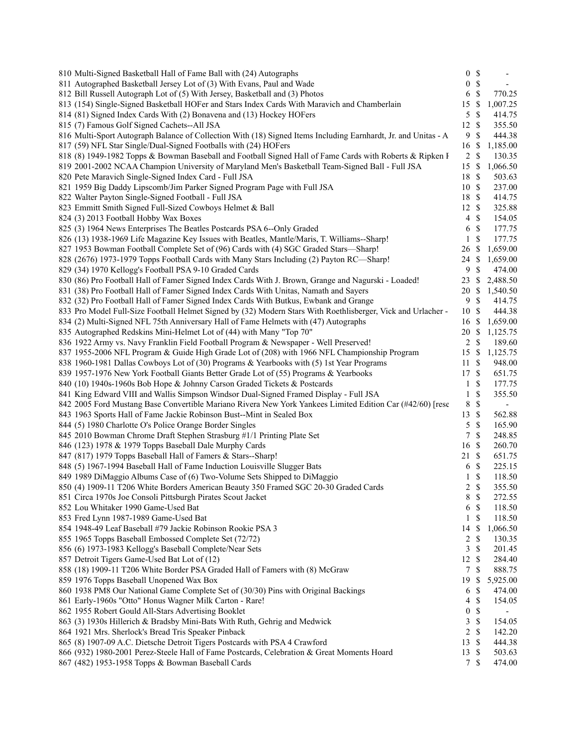| | | | |
|---|---|---|---|
| 810 Multi-Signed Basketball Hall of Fame Ball with (24) Autographs | 0 | $ | - |
| 811 Autographed Basketball Jersey Lot of (3) With Evans, Paul and Wade | 0 | $ | - |
| 812 Bill Russell Autograph Lot of (5) With Jersey, Basketball and (3) Photos | 6 | $ | 770.25 |
| 813 (154) Single-Signed Basketball HOFer and Stars Index Cards With Maravich and Chamberlain | 15 | $ | 1,007.25 |
| 814 (81) Signed Index Cards With (2) Bonavena and (13) Hockey HOFers | 5 | $ | 414.75 |
| 815 (7) Famous Golf Signed Cachets--All JSA | 12 | $ | 355.50 |
| 816 Multi-Sport Autograph Balance of Collection With (18) Signed Items Including Earnhardt, Jr. and Unitas - A | 9 | $ | 444.38 |
| 817 (59) NFL Star Single/Dual-Signed Footballs with (24) HOFers | 16 | $ | 1,185.00 |
| 818 (8) 1949-1982 Topps & Bowman Baseball and Football Signed Hall of Fame Cards with Roberts & Ripken F | 2 | $ | 130.35 |
| 819 2001-2002 NCAA Champion University of Maryland Men's Basketball Team-Signed Ball - Full JSA | 15 | $ | 1,066.50 |
| 820 Pete Maravich Single-Signed Index Card - Full JSA | 18 | $ | 503.63 |
| 821 1959 Big Daddy Lipscomb/Jim Parker Signed Program Page with Full JSA | 10 | $ | 237.00 |
| 822 Walter Payton Single-Signed Football - Full JSA | 18 | $ | 414.75 |
| 823 Emmitt Smith Signed Full-Sized Cowboys Helmet & Ball | 12 | $ | 325.88 |
| 824 (3) 2013 Football Hobby Wax Boxes | 4 | $ | 154.05 |
| 825 (3) 1964 News Enterprises The Beatles Postcards PSA 6--Only Graded | 6 | $ | 177.75 |
| 826 (13) 1938-1969 Life Magazine Key Issues with Beatles, Mantle/Maris, T. Williams--Sharp! | 1 | $ | 177.75 |
| 827 1953 Bowman Football Complete Set of (96) Cards with (4) SGC Graded Stars—Sharp! | 26 | $ | 1,659.00 |
| 828 (2676) 1973-1979 Topps Football Cards with Many Stars Including (2) Payton RC—Sharp! | 24 | $ | 1,659.00 |
| 829 (34) 1970 Kellogg's Football PSA 9-10 Graded Cards | 9 | $ | 474.00 |
| 830 (86) Pro Football Hall of Famer Signed Index Cards With J. Brown, Grange and Nagurski - Loaded! | 23 | $ | 2,488.50 |
| 831 (38) Pro Football Hall of Famer Signed Index Cards With Unitas, Namath and Sayers | 20 | $ | 1,540.50 |
| 832 (32) Pro Football Hall of Famer Signed Index Cards With Butkus, Ewbank and Grange | 9 | $ | 414.75 |
| 833 Pro Model Full-Size Football Helmet Signed by (32) Modern Stars With Roethlisberger, Vick and Urlacher - | 10 | $ | 444.38 |
| 834 (2) Multi-Signed NFL 75th Anniversary Hall of Fame Helmets with (47) Autographs | 16 | $ | 1,659.00 |
| 835 Autographed Redskins Mini-Helmet Lot of (44) with Many "Top 70" | 20 | $ | 1,125.75 |
| 836 1922 Army vs. Navy Franklin Field Football Program & Newspaper - Well Preserved! | 2 | $ | 189.60 |
| 837 1955-2006 NFL Program & Guide High Grade Lot of (208) with 1966 NFL Championship Program | 15 | $ | 1,125.75 |
| 838 1960-1981 Dallas Cowboys Lot of (30) Programs & Yearbooks with (5) 1st Year Programs | 11 | $ | 948.00 |
| 839 1957-1976 New York Football Giants Better Grade Lot of (55) Programs & Yearbooks | 17 | $ | 651.75 |
| 840 (10) 1940s-1960s Bob Hope & Johnny Carson Graded Tickets & Postcards | 1 | $ | 177.75 |
| 841 King Edward VIII and Wallis Simpson Windsor Dual-Signed Framed Display - Full JSA | 1 | $ | 355.50 |
| 842 2005 Ford Mustang Base Convertible Mariano Rivera New York Yankees Limited Edition Car (#42/60) [resc | 8 | $ | - |
| 843 1963 Sports Hall of Fame Jackie Robinson Bust--Mint in Sealed Box | 13 | $ | 562.88 |
| 844 (5) 1980 Charlotte O's Police Orange Border Singles | 5 | $ | 165.90 |
| 845 2010 Bowman Chrome Draft Stephen Strasburg #1/1 Printing Plate Set | 7 | $ | 248.85 |
| 846 (123) 1978 & 1979 Topps Baseball Dale Murphy Cards | 16 | $ | 260.70 |
| 847 (817) 1979 Topps Baseball Hall of Famers & Stars--Sharp! | 21 | $ | 651.75 |
| 848 (5) 1967-1994 Baseball Hall of Fame Induction Louisville Slugger Bats | 6 | $ | 225.15 |
| 849 1989 DiMaggio Albums Case of (6) Two-Volume Sets Shipped to DiMaggio | 1 | $ | 118.50 |
| 850 (4) 1909-11 T206 White Borders American Beauty 350 Framed SGC 20-30 Graded Cards | 2 | $ | 355.50 |
| 851 Circa 1970s Joe Consoli Pittsburgh Pirates Scout Jacket | 8 | $ | 272.55 |
| 852 Lou Whitaker 1990 Game-Used Bat | 6 | $ | 118.50 |
| 853 Fred Lynn 1987-1989 Game-Used Bat | 1 | $ | 118.50 |
| 854 1948-49 Leaf Baseball #79 Jackie Robinson Rookie PSA 3 | 14 | $ | 1,066.50 |
| 855 1965 Topps Baseball Embossed Complete Set (72/72) | 2 | $ | 130.35 |
| 856 (6) 1973-1983 Kellogg's Baseball Complete/Near Sets | 3 | $ | 201.45 |
| 857 Detroit Tigers Game-Used Bat Lot of (12) | 12 | $ | 284.40 |
| 858 (18) 1909-11 T206 White Border PSA Graded Hall of Famers with (8) McGraw | 7 | $ | 888.75 |
| 859 1976 Topps Baseball Unopened Wax Box | 19 | $ | 5,925.00 |
| 860 1938 PM8 Our National Game Complete Set of (30/30) Pins with Original Backings | 6 | $ | 474.00 |
| 861 Early-1960s "Otto" Honus Wagner Milk Carton - Rare! | 4 | $ | 154.05 |
| 862 1955 Robert Gould All-Stars Advertising Booklet | 0 | $ | - |
| 863 (3) 1930s Hillerich & Bradsby Mini-Bats With Ruth, Gehrig and Medwick | 3 | $ | 154.05 |
| 864 1921 Mrs. Sherlock's Bread Tris Speaker Pinback | 2 | $ | 142.20 |
| 865 (8) 1907-09 A.C. Dietsche Detroit Tigers Postcards with PSA 4 Crawford | 13 | $ | 444.38 |
| 866 (932) 1980-2001 Perez-Steele Hall of Fame Postcards, Celebration & Great Moments Hoard | 13 | $ | 503.63 |
| 867 (482) 1953-1958 Topps & Bowman Baseball Cards | 7 | $ | 474.00 |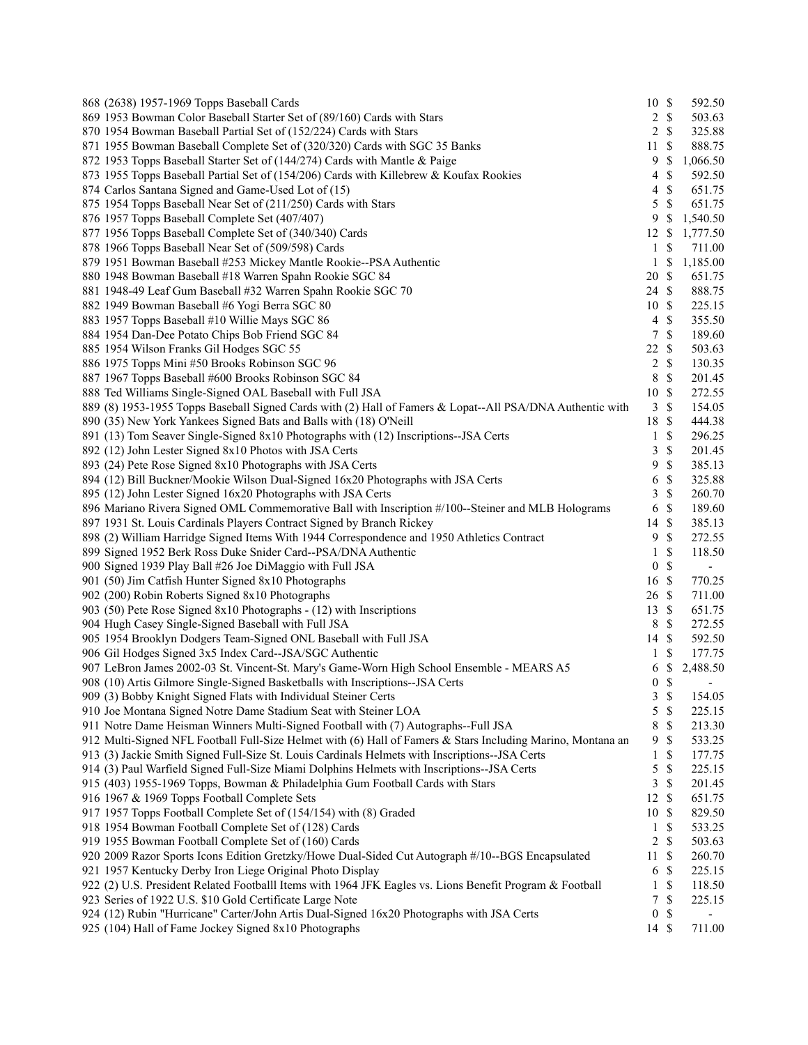| Lot | Description | Bids | | Price |
|---|---|---|---|---|
| 868 | (2638) 1957-1969 Topps Baseball Cards | 10 | $ | 592.50 |
| 869 | 1953 Bowman Color Baseball Starter Set of (89/160) Cards with Stars | 2 | $ | 503.63 |
| 870 | 1954 Bowman Baseball Partial Set of (152/224) Cards with Stars | 2 | $ | 325.88 |
| 871 | 1955 Bowman Baseball Complete Set of (320/320) Cards with SGC 35 Banks | 11 | $ | 888.75 |
| 872 | 1953 Topps Baseball Starter Set of (144/274) Cards with Mantle & Paige | 9 | $ | 1,066.50 |
| 873 | 1955 Topps Baseball Partial Set of (154/206) Cards with Killebrew & Koufax Rookies | 4 | $ | 592.50 |
| 874 | Carlos Santana Signed and Game-Used Lot of (15) | 4 | $ | 651.75 |
| 875 | 1954 Topps Baseball Near Set of (211/250) Cards with Stars | 5 | $ | 651.75 |
| 876 | 1957 Topps Baseball Complete Set (407/407) | 9 | $ | 1,540.50 |
| 877 | 1956 Topps Baseball Complete Set of (340/340) Cards | 12 | $ | 1,777.50 |
| 878 | 1966 Topps Baseball Near Set of (509/598) Cards | 1 | $ | 711.00 |
| 879 | 1951 Bowman Baseball #253 Mickey Mantle Rookie--PSA Authentic | 1 | $ | 1,185.00 |
| 880 | 1948 Bowman Baseball #18 Warren Spahn Rookie SGC 84 | 20 | $ | 651.75 |
| 881 | 1948-49 Leaf Gum Baseball #32 Warren Spahn Rookie SGC 70 | 24 | $ | 888.75 |
| 882 | 1949 Bowman Baseball #6 Yogi Berra SGC 80 | 10 | $ | 225.15 |
| 883 | 1957 Topps Baseball #10 Willie Mays SGC 86 | 4 | $ | 355.50 |
| 884 | 1954 Dan-Dee Potato Chips Bob Friend SGC 84 | 7 | $ | 189.60 |
| 885 | 1954 Wilson Franks Gil Hodges SGC 55 | 22 | $ | 503.63 |
| 886 | 1975 Topps Mini #50 Brooks Robinson SGC 96 | 2 | $ | 130.35 |
| 887 | 1967 Topps Baseball #600 Brooks Robinson SGC 84 | 8 | $ | 201.45 |
| 888 | Ted Williams Single-Signed OAL Baseball with Full JSA | 10 | $ | 272.55 |
| 889 | (8) 1953-1955 Topps Baseball Signed Cards with (2) Hall of Famers & Lopat--All PSA/DNA Authentic with | 3 | $ | 154.05 |
| 890 | (35) New York Yankees Signed Bats and Balls with (18) O'Neill | 18 | $ | 444.38 |
| 891 | (13) Tom Seaver Single-Signed 8x10 Photographs with (12) Inscriptions--JSA Certs | 1 | $ | 296.25 |
| 892 | (12) John Lester Signed 8x10 Photos with JSA Certs | 3 | $ | 201.45 |
| 893 | (24) Pete Rose Signed 8x10 Photographs with JSA Certs | 9 | $ | 385.13 |
| 894 | (12) Bill Buckner/Mookie Wilson Dual-Signed 16x20 Photographs with JSA Certs | 6 | $ | 325.88 |
| 895 | (12) John Lester Signed 16x20 Photographs with JSA Certs | 3 | $ | 260.70 |
| 896 | Mariano Rivera Signed OML Commemorative Ball with Inscription #/100--Steiner and MLB Holograms | 6 | $ | 189.60 |
| 897 | 1931 St. Louis Cardinals Players Contract Signed by Branch Rickey | 14 | $ | 385.13 |
| 898 | (2) William Harridge Signed Items With 1944 Correspondence and 1950 Athletics Contract | 9 | $ | 272.55 |
| 899 | Signed 1952 Berk Ross Duke Snider Card--PSA/DNA Authentic | 1 | $ | 118.50 |
| 900 | Signed 1939 Play Ball #26 Joe DiMaggio with Full JSA | 0 | $ | - |
| 901 | (50) Jim Catfish Hunter Signed 8x10 Photographs | 16 | $ | 770.25 |
| 902 | (200) Robin Roberts Signed 8x10 Photographs | 26 | $ | 711.00 |
| 903 | (50) Pete Rose Signed 8x10 Photographs - (12) with Inscriptions | 13 | $ | 651.75 |
| 904 | Hugh Casey Single-Signed Baseball with Full JSA | 8 | $ | 272.55 |
| 905 | 1954 Brooklyn Dodgers Team-Signed ONL Baseball with Full JSA | 14 | $ | 592.50 |
| 906 | Gil Hodges Signed 3x5 Index Card--JSA/SGC Authentic | 1 | $ | 177.75 |
| 907 | LeBron James 2002-03 St. Vincent-St. Mary's Game-Worn High School Ensemble - MEARS A5 | 6 | $ | 2,488.50 |
| 908 | (10) Artis Gilmore Single-Signed Basketballs with Inscriptions--JSA Certs | 0 | $ | - |
| 909 | (3) Bobby Knight Signed Flats with Individual Steiner Certs | 3 | $ | 154.05 |
| 910 | Joe Montana Signed Notre Dame Stadium Seat with Steiner LOA | 5 | $ | 225.15 |
| 911 | Notre Dame Heisman Winners Multi-Signed Football with (7) Autographs--Full JSA | 8 | $ | 213.30 |
| 912 | Multi-Signed NFL Football Full-Size Helmet with (6) Hall of Famers & Stars Including Marino, Montana an | 9 | $ | 533.25 |
| 913 | (3) Jackie Smith Signed Full-Size St. Louis Cardinals Helmets with Inscriptions--JSA Certs | 1 | $ | 177.75 |
| 914 | (3) Paul Warfield Signed Full-Size Miami Dolphins Helmets with Inscriptions--JSA Certs | 5 | $ | 225.15 |
| 915 | (403) 1955-1969 Topps, Bowman & Philadelphia Gum Football Cards with Stars | 3 | $ | 201.45 |
| 916 | 1967 & 1969 Topps Football Complete Sets | 12 | $ | 651.75 |
| 917 | 1957 Topps Football Complete Set of (154/154) with (8) Graded | 10 | $ | 829.50 |
| 918 | 1954 Bowman Football Complete Set of (128) Cards | 1 | $ | 533.25 |
| 919 | 1955 Bowman Football Complete Set of (160) Cards | 2 | $ | 503.63 |
| 920 | 2009 Razor Sports Icons Edition Gretzky/Howe Dual-Sided Cut Autograph #/10--BGS Encapsulated | 11 | $ | 260.70 |
| 921 | 1957 Kentucky Derby Iron Liege Original Photo Display | 6 | $ | 225.15 |
| 922 | (2) U.S. President Related Footballl Items with 1964 JFK Eagles vs. Lions Benefit Program & Football | 1 | $ | 118.50 |
| 923 | Series of 1922 U.S. $10 Gold Certificate Large Note | 7 | $ | 225.15 |
| 924 | (12) Rubin "Hurricane" Carter/John Artis Dual-Signed 16x20 Photographs with JSA Certs | 0 | $ | - |
| 925 | (104) Hall of Fame Jockey Signed 8x10 Photographs | 14 | $ | 711.00 |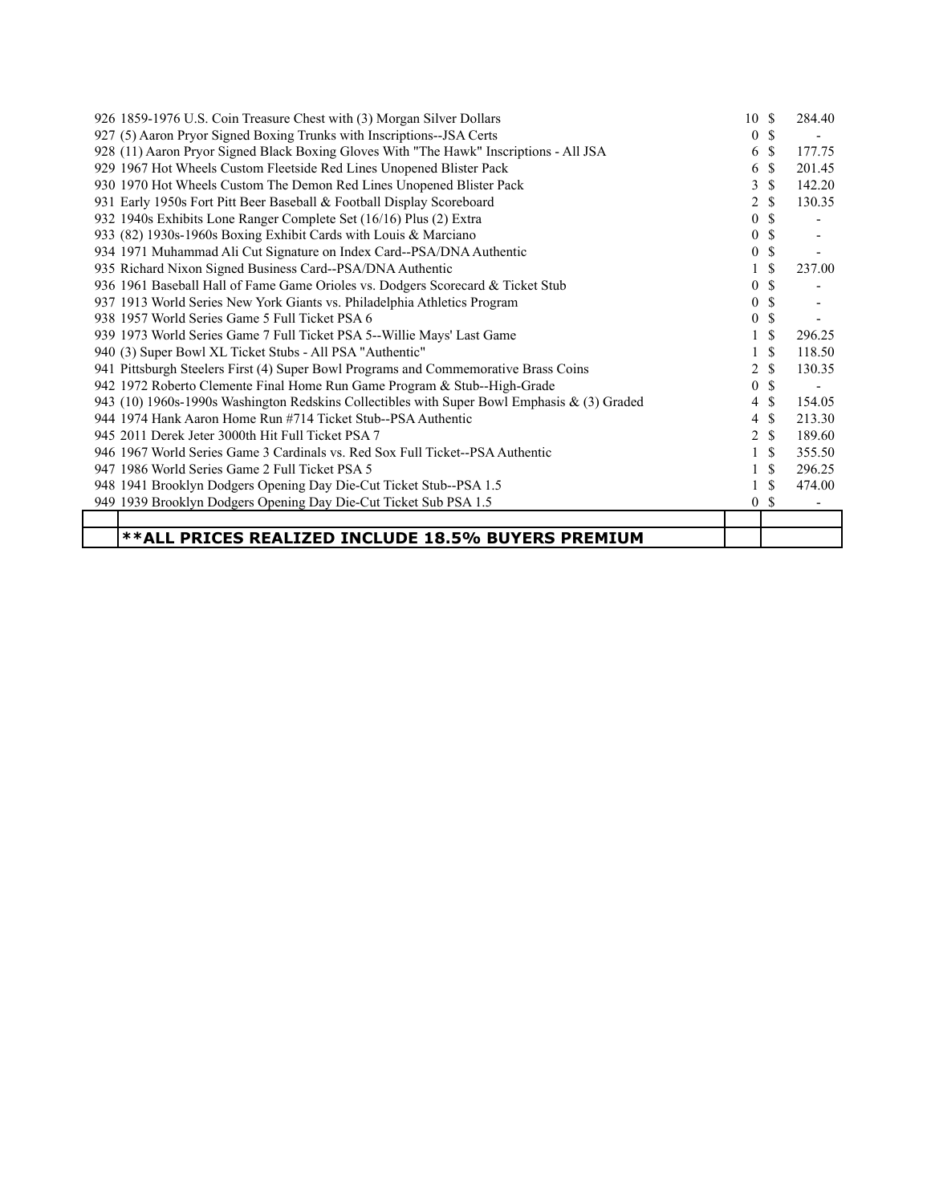| | | | |
|---|---|---|---|
| 926 1859-1976 U.S. Coin Treasure Chest with (3) Morgan Silver Dollars | 10 | $ | 284.40 |
| 927 (5) Aaron Pryor Signed Boxing Trunks with Inscriptions--JSA Certs | 0 | $ | - |
| 928 (11) Aaron Pryor Signed Black Boxing Gloves With "The Hawk" Inscriptions - All JSA | 6 | $ | 177.75 |
| 929 1967 Hot Wheels Custom Fleetside Red Lines Unopened Blister Pack | 6 | $ | 201.45 |
| 930 1970 Hot Wheels Custom The Demon Red Lines Unopened Blister Pack | 3 | $ | 142.20 |
| 931 Early 1950s Fort Pitt Beer Baseball & Football Display Scoreboard | 2 | $ | 130.35 |
| 932 1940s Exhibits Lone Ranger Complete Set (16/16) Plus (2) Extra | 0 | $ | - |
| 933 (82) 1930s-1960s Boxing Exhibit Cards with Louis & Marciano | 0 | $ | - |
| 934 1971 Muhammad Ali Cut Signature on Index Card--PSA/DNA Authentic | 0 | $ | - |
| 935 Richard Nixon Signed Business Card--PSA/DNA Authentic | 1 | $ | 237.00 |
| 936 1961 Baseball Hall of Fame Game Orioles vs. Dodgers Scorecard & Ticket Stub | 0 | $ | - |
| 937 1913 World Series New York Giants vs. Philadelphia Athletics Program | 0 | $ | - |
| 938 1957 World Series Game 5 Full Ticket PSA 6 | 0 | $ | - |
| 939 1973 World Series Game 7 Full Ticket PSA 5--Willie Mays' Last Game | 1 | $ | 296.25 |
| 940 (3) Super Bowl XL Ticket Stubs - All PSA "Authentic" | 1 | $ | 118.50 |
| 941 Pittsburgh Steelers First (4) Super Bowl Programs and Commemorative Brass Coins | 2 | $ | 130.35 |
| 942 1972 Roberto Clemente Final Home Run Game Program & Stub--High-Grade | 0 | $ | - |
| 943 (10) 1960s-1990s Washington Redskins Collectibles with Super Bowl Emphasis & (3) Graded | 4 | $ | 154.05 |
| 944 1974 Hank Aaron Home Run #714 Ticket Stub--PSA Authentic | 4 | $ | 213.30 |
| 945 2011 Derek Jeter 3000th Hit Full Ticket PSA 7 | 2 | $ | 189.60 |
| 946 1967 World Series Game 3 Cardinals vs. Red Sox Full Ticket--PSA Authentic | 1 | $ | 355.50 |
| 947 1986 World Series Game 2 Full Ticket PSA 5 | 1 | $ | 296.25 |
| 948 1941 Brooklyn Dodgers Opening Day Die-Cut Ticket Stub--PSA 1.5 | 1 | $ | 474.00 |
| 949 1939 Brooklyn Dodgers Opening Day Die-Cut Ticket Sub PSA 1.5 | 0 | $ | - |

**\*\*ALL PRICES REALIZED INCLUDE 18.5% BUYERS PREMIUM**